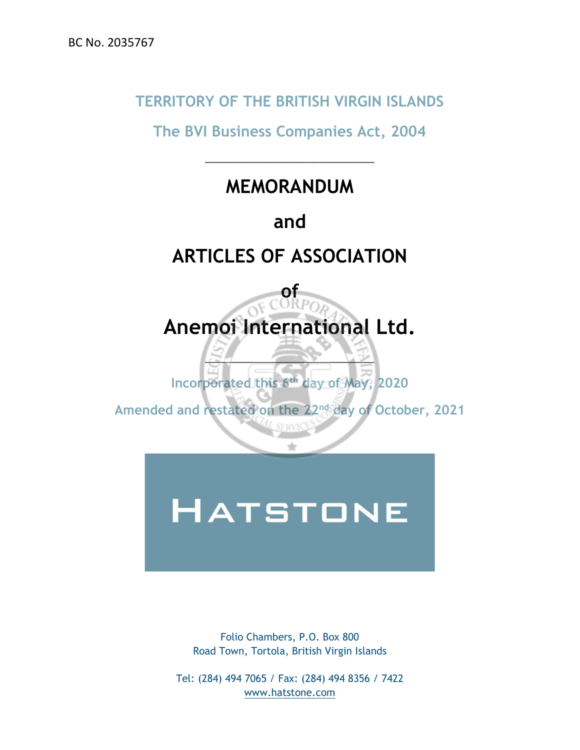BC No. 2035767

TERRITORY OF THE BRITISH VIRGIN ISLANDS

The BVI Business Companies Act, 2004

# MEMORANDUM

# and

# ARTICLES OF ASSOCIATION

# of

# Anemoi International Ltd.

Incorporated this 6th day of May, 2020

Amended and restated on the 22nd day of October, 2021

HATSTONE

Folio Chambers, P.O. Box 800
Road Town, Tortola, British Virgin Islands

Tel: (284) 494 7065 / Fax: (284) 494 8356 / 7422
www.hatstone.com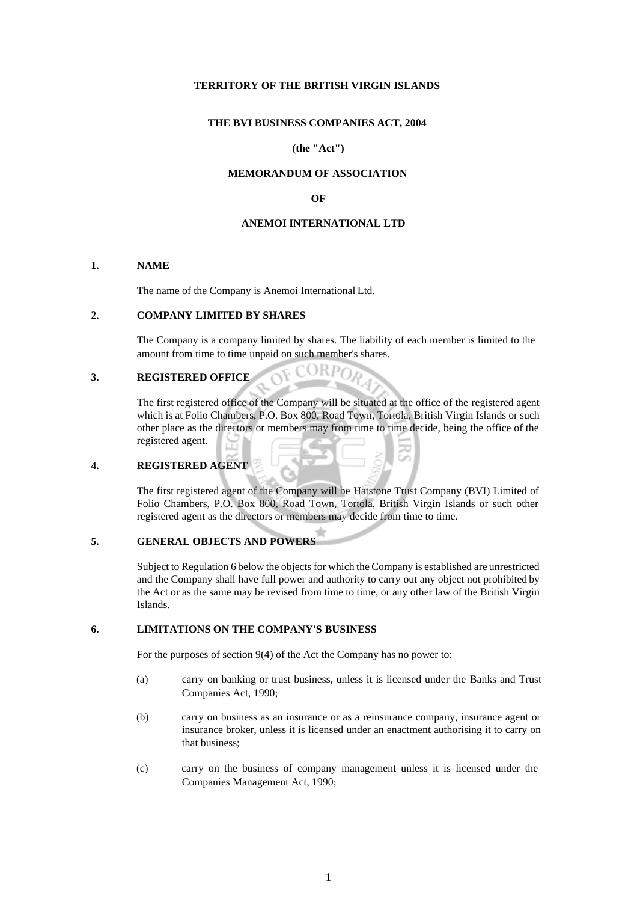**TERRITORY OF THE BRITISH VIRGIN ISLANDS**

**THE BVI BUSINESS COMPANIES ACT, 2004**

**(the "Act")**

**MEMORANDUM OF ASSOCIATION**

**OF**

**ANEMOI INTERNATIONAL LTD**

## 1. NAME

The name of the Company is Anemoi International Ltd.

## 2. COMPANY LIMITED BY SHARES

The Company is a company limited by shares. The liability of each member is limited to the amount from time to time unpaid on such member's shares.

## 3. REGISTERED OFFICE

The first registered office of the Company will be situated at the office of the registered agent which is at Folio Chambers, P.O. Box 800, Road Town, Tortola, British Virgin Islands or such other place as the directors or members may from time to time decide, being the office of the registered agent.

## 4. REGISTERED AGENT

The first registered agent of the Company will be Hatstone Trust Company (BVI) Limited of Folio Chambers, P.O. Box 800, Road Town, Tortola, British Virgin Islands or such other registered agent as the directors or members may decide from time to time.

## 5. GENERAL OBJECTS AND POWERS

Subject to Regulation 6 below the objects for which the Company is established are unrestricted and the Company shall have full power and authority to carry out any object not prohibited by the Act or as the same may be revised from time to time, or any other law of the British Virgin Islands.

## 6. LIMITATIONS ON THE COMPANY'S BUSINESS

For the purposes of section 9(4) of the Act the Company has no power to:

(a) carry on banking or trust business, unless it is licensed under the Banks and Trust Companies Act, 1990;

(b) carry on business as an insurance or as a reinsurance company, insurance agent or insurance broker, unless it is licensed under an enactment authorising it to carry on that business;

(c) carry on the business of company management unless it is licensed under the Companies Management Act, 1990;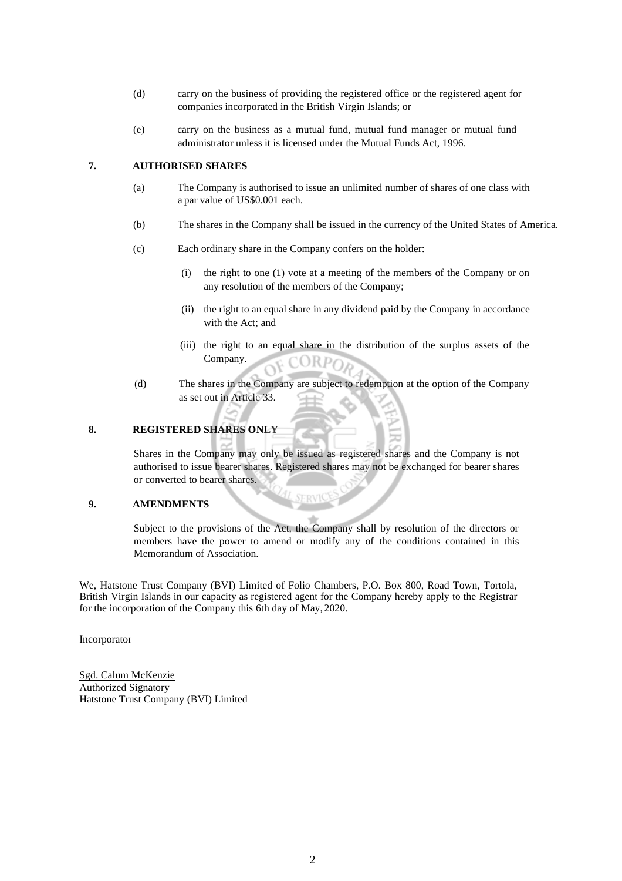(d) carry on the business of providing the registered office or the registered agent for companies incorporated in the British Virgin Islands; or

(e) carry on the business as a mutual fund, mutual fund manager or mutual fund administrator unless it is licensed under the Mutual Funds Act, 1996.

**7. AUTHORISED SHARES**

(a) The Company is authorised to issue an unlimited number of shares of one class with a par value of US$0.001 each.

(b) The shares in the Company shall be issued in the currency of the United States of America.

(c) Each ordinary share in the Company confers on the holder:

(i) the right to one (1) vote at a meeting of the members of the Company or on any resolution of the members of the Company;

(ii) the right to an equal share in any dividend paid by the Company in accordance with the Act; and

(iii) the right to an equal share in the distribution of the surplus assets of the Company.

(d) The shares in the Company are subject to redemption at the option of the Company as set out in Article 33.

**8. REGISTERED SHARES ONLY**

Shares in the Company may only be issued as registered shares and the Company is not authorised to issue bearer shares. Registered shares may not be exchanged for bearer shares or converted to bearer shares.

**9. AMENDMENTS**

Subject to the provisions of the Act, the Company shall by resolution of the directors or members have the power to amend or modify any of the conditions contained in this Memorandum of Association.

We, Hatstone Trust Company (BVI) Limited of Folio Chambers, P.O. Box 800, Road Town, Tortola, British Virgin Islands in our capacity as registered agent for the Company hereby apply to the Registrar for the incorporation of the Company this 6th day of May, 2020.

Incorporator

Sgd. Calum McKenzie
Authorized Signatory
Hatstone Trust Company (BVI) Limited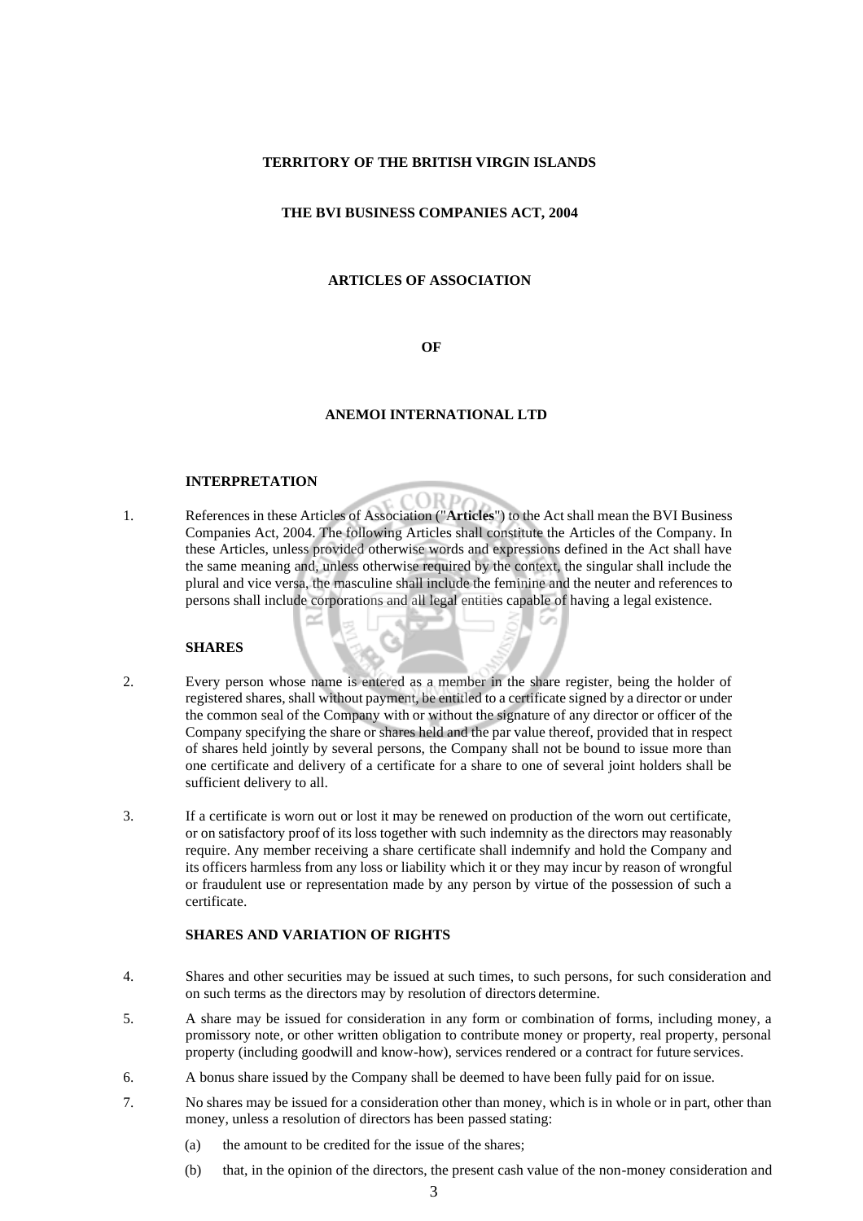**TERRITORY OF THE BRITISH VIRGIN ISLANDS**

**THE BVI BUSINESS COMPANIES ACT, 2004**

**ARTICLES OF ASSOCIATION**

**OF**

**ANEMOI INTERNATIONAL LTD**

**INTERPRETATION**

1. References in these Articles of Association ("**Articles**") to the Act shall mean the BVI Business Companies Act, 2004. The following Articles shall constitute the Articles of the Company. In these Articles, unless provided otherwise words and expressions defined in the Act shall have the same meaning and, unless otherwise required by the context, the singular shall include the plural and vice versa, the masculine shall include the feminine and the neuter and references to persons shall include corporations and all legal entities capable of having a legal existence.

**SHARES**

2. Every person whose name is entered as a member in the share register, being the holder of registered shares, shall without payment, be entitled to a certificate signed by a director or under the common seal of the Company with or without the signature of any director or officer of the Company specifying the share or shares held and the par value thereof, provided that in respect of shares held jointly by several persons, the Company shall not be bound to issue more than one certificate and delivery of a certificate for a share to one of several joint holders shall be sufficient delivery to all.

3. If a certificate is worn out or lost it may be renewed on production of the worn out certificate, or on satisfactory proof of its loss together with such indemnity as the directors may reasonably require. Any member receiving a share certificate shall indemnify and hold the Company and its officers harmless from any loss or liability which it or they may incur by reason of wrongful or fraudulent use or representation made by any person by virtue of the possession of such a certificate.

**SHARES AND VARIATION OF RIGHTS**

4. Shares and other securities may be issued at such times, to such persons, for such consideration and on such terms as the directors may by resolution of directors determine.

5. A share may be issued for consideration in any form or combination of forms, including money, a promissory note, or other written obligation to contribute money or property, real property, personal property (including goodwill and know-how), services rendered or a contract for future services.

6. A bonus share issued by the Company shall be deemed to have been fully paid for on issue.

7. No shares may be issued for a consideration other than money, which is in whole or in part, other than money, unless a resolution of directors has been passed stating:

   (a) the amount to be credited for the issue of the shares;

   (b) that, in the opinion of the directors, the present cash value of the non-money consideration and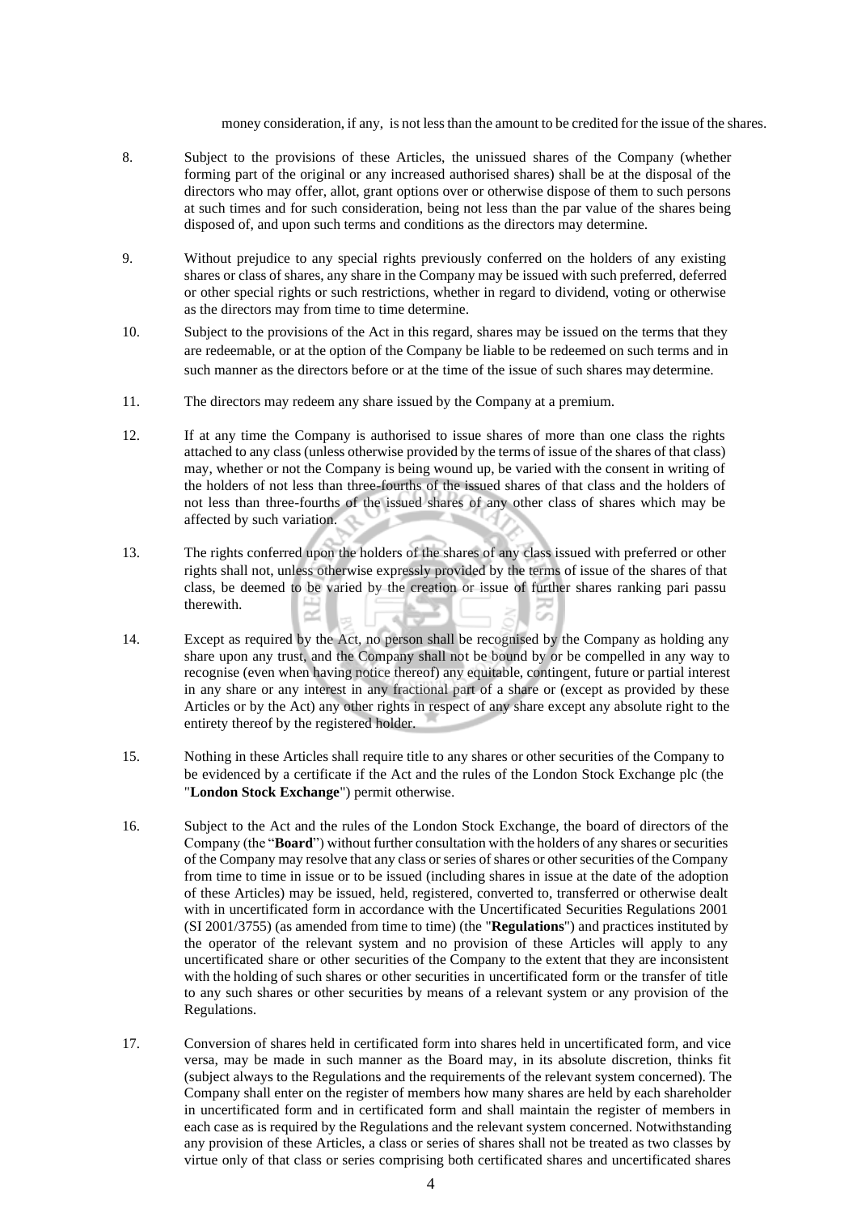money consideration, if any, is not less than the amount to be credited for the issue of the shares.

8. Subject to the provisions of these Articles, the unissued shares of the Company (whether forming part of the original or any increased authorised shares) shall be at the disposal of the directors who may offer, allot, grant options over or otherwise dispose of them to such persons at such times and for such consideration, being not less than the par value of the shares being disposed of, and upon such terms and conditions as the directors may determine.

9. Without prejudice to any special rights previously conferred on the holders of any existing shares or class of shares, any share in the Company may be issued with such preferred, deferred or other special rights or such restrictions, whether in regard to dividend, voting or otherwise as the directors may from time to time determine.

10. Subject to the provisions of the Act in this regard, shares may be issued on the terms that they are redeemable, or at the option of the Company be liable to be redeemed on such terms and in such manner as the directors before or at the time of the issue of such shares may determine.

11. The directors may redeem any share issued by the Company at a premium.

12. If at any time the Company is authorised to issue shares of more than one class the rights attached to any class (unless otherwise provided by the terms of issue of the shares of that class) may, whether or not the Company is being wound up, be varied with the consent in writing of the holders of not less than three-fourths of the issued shares of that class and the holders of not less than three-fourths of the issued shares of any other class of shares which may be affected by such variation.

13. The rights conferred upon the holders of the shares of any class issued with preferred or other rights shall not, unless otherwise expressly provided by the terms of issue of the shares of that class, be deemed to be varied by the creation or issue of further shares ranking pari passu therewith.

14. Except as required by the Act, no person shall be recognised by the Company as holding any share upon any trust, and the Company shall not be bound by or be compelled in any way to recognise (even when having notice thereof) any equitable, contingent, future or partial interest in any share or any interest in any fractional part of a share or (except as provided by these Articles or by the Act) any other rights in respect of any share except any absolute right to the entirety thereof by the registered holder.

15. Nothing in these Articles shall require title to any shares or other securities of the Company to be evidenced by a certificate if the Act and the rules of the London Stock Exchange plc (the "**London Stock Exchange**") permit otherwise.

16. Subject to the Act and the rules of the London Stock Exchange, the board of directors of the Company (the "**Board**") without further consultation with the holders of any shares or securities of the Company may resolve that any class or series of shares or other securities of the Company from time to time in issue or to be issued (including shares in issue at the date of the adoption of these Articles) may be issued, held, registered, converted to, transferred or otherwise dealt with in uncertificated form in accordance with the Uncertificated Securities Regulations 2001 (SI 2001/3755) (as amended from time to time) (the "**Regulations**") and practices instituted by the operator of the relevant system and no provision of these Articles will apply to any uncertificated share or other securities of the Company to the extent that they are inconsistent with the holding of such shares or other securities in uncertificated form or the transfer of title to any such shares or other securities by means of a relevant system or any provision of the Regulations.

17. Conversion of shares held in certificated form into shares held in uncertificated form, and vice versa, may be made in such manner as the Board may, in its absolute discretion, thinks fit (subject always to the Regulations and the requirements of the relevant system concerned). The Company shall enter on the register of members how many shares are held by each shareholder in uncertificated form and in certificated form and shall maintain the register of members in each case as is required by the Regulations and the relevant system concerned. Notwithstanding any provision of these Articles, a class or series of shares shall not be treated as two classes by virtue only of that class or series comprising both certificated shares and uncertificated shares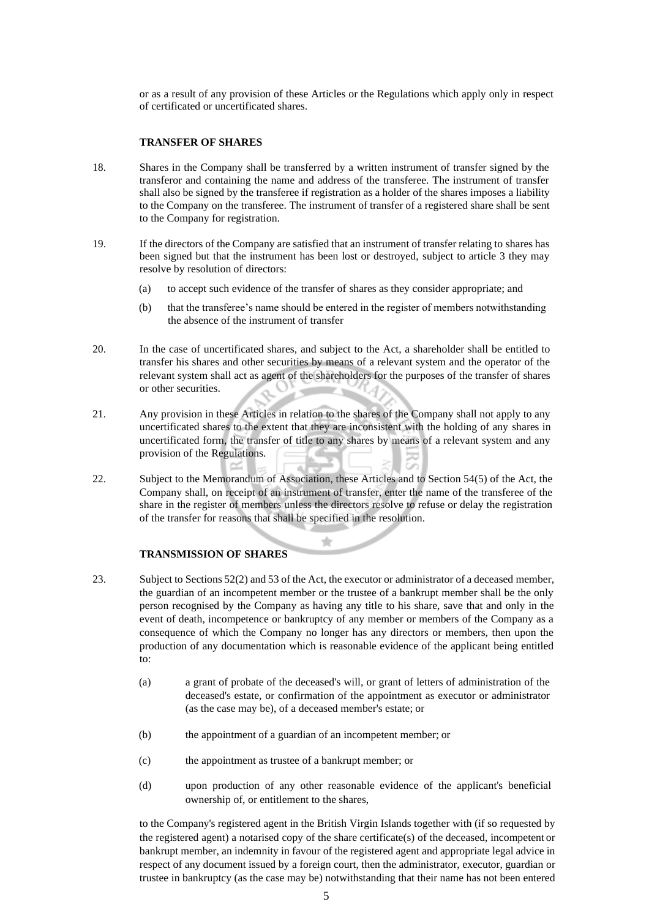or as a result of any provision of these Articles or the Regulations which apply only in respect of certificated or uncertificated shares.

**TRANSFER OF SHARES**

18. Shares in the Company shall be transferred by a written instrument of transfer signed by the transferor and containing the name and address of the transferee. The instrument of transfer shall also be signed by the transferee if registration as a holder of the shares imposes a liability to the Company on the transferee. The instrument of transfer of a registered share shall be sent to the Company for registration.

19. If the directors of the Company are satisfied that an instrument of transfer relating to shares has been signed but that the instrument has been lost or destroyed, subject to article 3 they may resolve by resolution of directors:

    (a) to accept such evidence of the transfer of shares as they consider appropriate; and

    (b) that the transferee's name should be entered in the register of members notwithstanding the absence of the instrument of transfer

20. In the case of uncertificated shares, and subject to the Act, a shareholder shall be entitled to transfer his shares and other securities by means of a relevant system and the operator of the relevant system shall act as agent of the shareholders for the purposes of the transfer of shares or other securities.

21. Any provision in these Articles in relation to the shares of the Company shall not apply to any uncertificated shares to the extent that they are inconsistent with the holding of any shares in uncertificated form, the transfer of title to any shares by means of a relevant system and any provision of the Regulations.

22. Subject to the Memorandum of Association, these Articles and to Section 54(5) of the Act, the Company shall, on receipt of an instrument of transfer, enter the name of the transferee of the share in the register of members unless the directors resolve to refuse or delay the registration of the transfer for reasons that shall be specified in the resolution.

**TRANSMISSION OF SHARES**

23. Subject to Sections 52(2) and 53 of the Act, the executor or administrator of a deceased member, the guardian of an incompetent member or the trustee of a bankrupt member shall be the only person recognised by the Company as having any title to his share, save that and only in the event of death, incompetence or bankruptcy of any member or members of the Company as a consequence of which the Company no longer has any directors or members, then upon the production of any documentation which is reasonable evidence of the applicant being entitled to:

    (a) a grant of probate of the deceased's will, or grant of letters of administration of the deceased's estate, or confirmation of the appointment as executor or administrator (as the case may be), of a deceased member's estate; or

    (b) the appointment of a guardian of an incompetent member; or

    (c) the appointment as trustee of a bankrupt member; or

    (d) upon production of any other reasonable evidence of the applicant's beneficial ownership of, or entitlement to the shares,

    to the Company's registered agent in the British Virgin Islands together with (if so requested by the registered agent) a notarised copy of the share certificate(s) of the deceased, incompetent or bankrupt member, an indemnity in favour of the registered agent and appropriate legal advice in respect of any document issued by a foreign court, then the administrator, executor, guardian or trustee in bankruptcy (as the case may be) notwithstanding that their name has not been entered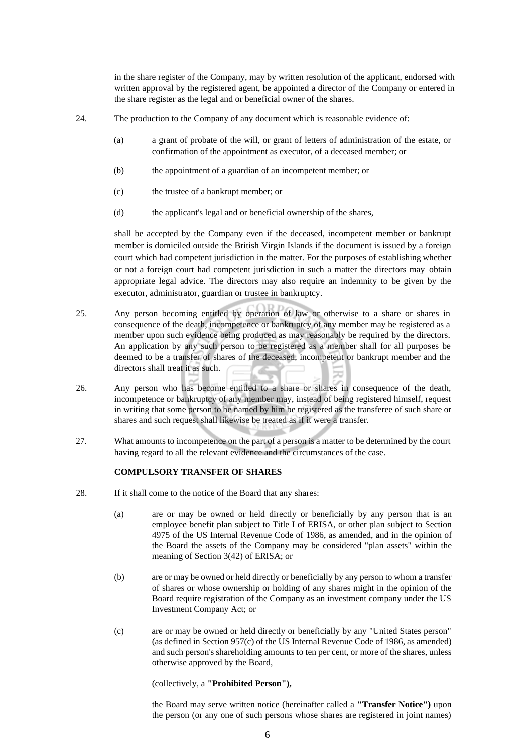in the share register of the Company, may by written resolution of the applicant, endorsed with written approval by the registered agent, be appointed a director of the Company or entered in the share register as the legal and or beneficial owner of the shares.

24. The production to the Company of any document which is reasonable evidence of:

   (a) a grant of probate of the will, or grant of letters of administration of the estate, or confirmation of the appointment as executor, of a deceased member; or

   (b) the appointment of a guardian of an incompetent member; or

   (c) the trustee of a bankrupt member; or

   (d) the applicant's legal and or beneficial ownership of the shares,

   shall be accepted by the Company even if the deceased, incompetent member or bankrupt member is domiciled outside the British Virgin Islands if the document is issued by a foreign court which had competent jurisdiction in the matter. For the purposes of establishing whether or not a foreign court had competent jurisdiction in such a matter the directors may obtain appropriate legal advice. The directors may also require an indemnity to be given by the executor, administrator, guardian or trustee in bankruptcy.

25. Any person becoming entitled by operation of law or otherwise to a share or shares in consequence of the death, incompetence or bankruptcy of any member may be registered as a member upon such evidence being produced as may reasonably be required by the directors. An application by any such person to be registered as a member shall for all purposes be deemed to be a transfer of shares of the deceased, incompetent or bankrupt member and the directors shall treat it as such.

26. Any person who has become entitled to a share or shares in consequence of the death, incompetence or bankruptcy of any member may, instead of being registered himself, request in writing that some person to be named by him be registered as the transferee of such share or shares and such request shall likewise be treated as if it were a transfer.

27. What amounts to incompetence on the part of a person is a matter to be determined by the court having regard to all the relevant evidence and the circumstances of the case.

**COMPULSORY TRANSFER OF SHARES**

28. If it shall come to the notice of the Board that any shares:

   (a) are or may be owned or held directly or beneficially by any person that is an employee benefit plan subject to Title I of ERISA, or other plan subject to Section 4975 of the US Internal Revenue Code of 1986, as amended, and in the opinion of the Board the assets of the Company may be considered "plan assets" within the meaning of Section 3(42) of ERISA; or

   (b) are or may be owned or held directly or beneficially by any person to whom a transfer of shares or whose ownership or holding of any shares might in the opinion of the Board require registration of the Company as an investment company under the US Investment Company Act; or

   (c) are or may be owned or held directly or beneficially by any "United States person" (as defined in Section 957(c) of the US Internal Revenue Code of 1986, as amended) and such person's shareholding amounts to ten per cent, or more of the shares, unless otherwise approved by the Board,

   (collectively, a **"Prohibited Person"),**

   the Board may serve written notice (hereinafter called a **"Transfer Notice")** upon the person (or any one of such persons whose shares are registered in joint names)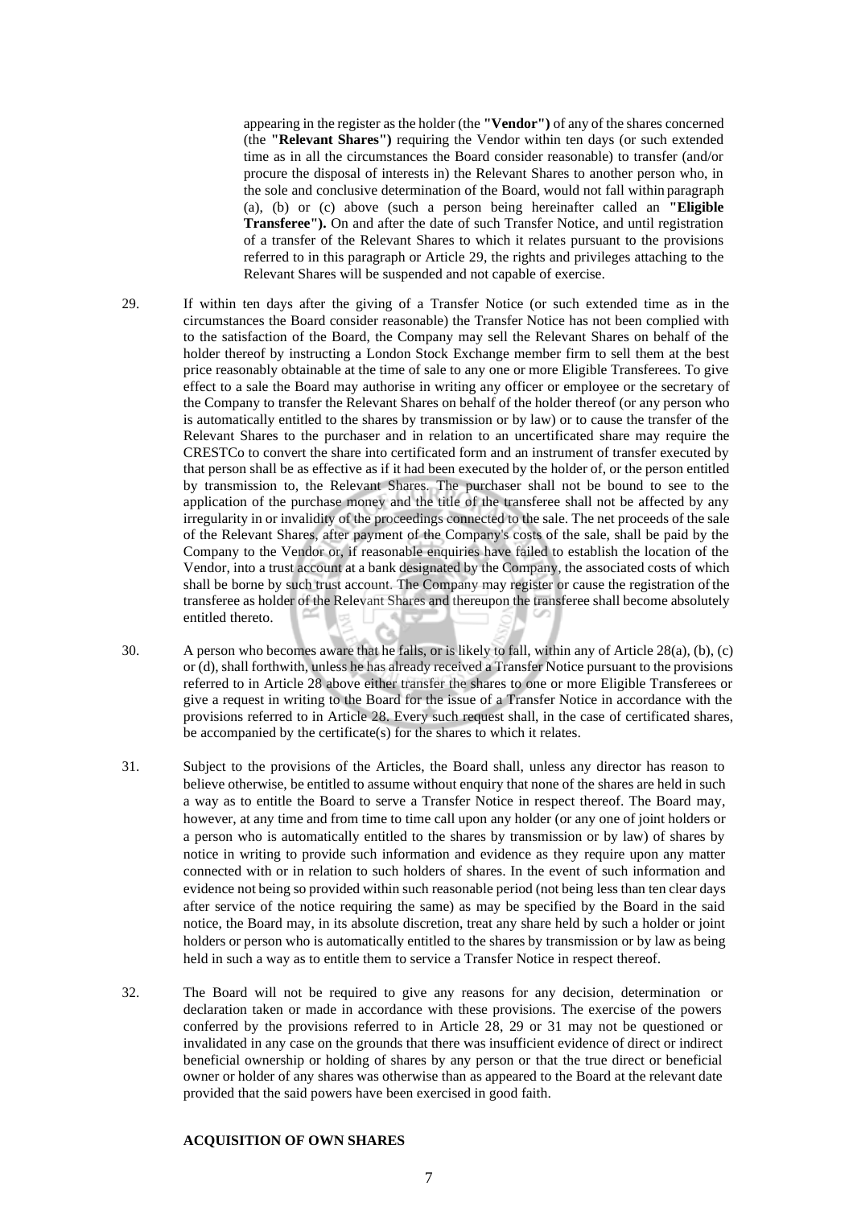appearing in the register as the holder (the **"Vendor")** of any of the shares concerned (the **"Relevant Shares")** requiring the Vendor within ten days (or such extended time as in all the circumstances the Board consider reasonable) to transfer (and/or procure the disposal of interests in) the Relevant Shares to another person who, in the sole and conclusive determination of the Board, would not fall within paragraph (a), (b) or (c) above (such a person being hereinafter called an **"Eligible Transferee").** On and after the date of such Transfer Notice, and until registration of a transfer of the Relevant Shares to which it relates pursuant to the provisions referred to in this paragraph or Article 29, the rights and privileges attaching to the Relevant Shares will be suspended and not capable of exercise.

29. If within ten days after the giving of a Transfer Notice (or such extended time as in the circumstances the Board consider reasonable) the Transfer Notice has not been complied with to the satisfaction of the Board, the Company may sell the Relevant Shares on behalf of the holder thereof by instructing a London Stock Exchange member firm to sell them at the best price reasonably obtainable at the time of sale to any one or more Eligible Transferees. To give effect to a sale the Board may authorise in writing any officer or employee or the secretary of the Company to transfer the Relevant Shares on behalf of the holder thereof (or any person who is automatically entitled to the shares by transmission or by law) or to cause the transfer of the Relevant Shares to the purchaser and in relation to an uncertificated share may require the CRESTCo to convert the share into certificated form and an instrument of transfer executed by that person shall be as effective as if it had been executed by the holder of, or the person entitled by transmission to, the Relevant Shares. The purchaser shall not be bound to see to the application of the purchase money and the title of the transferee shall not be affected by any irregularity in or invalidity of the proceedings connected to the sale. The net proceeds of the sale of the Relevant Shares, after payment of the Company's costs of the sale, shall be paid by the Company to the Vendor or, if reasonable enquiries have failed to establish the location of the Vendor, into a trust account at a bank designated by the Company, the associated costs of which shall be borne by such trust account. The Company may register or cause the registration of the transferee as holder of the Relevant Shares and thereupon the transferee shall become absolutely entitled thereto.

30. A person who becomes aware that he falls, or is likely to fall, within any of Article 28(a), (b), (c) or (d), shall forthwith, unless he has already received a Transfer Notice pursuant to the provisions referred to in Article 28 above either transfer the shares to one or more Eligible Transferees or give a request in writing to the Board for the issue of a Transfer Notice in accordance with the provisions referred to in Article 28. Every such request shall, in the case of certificated shares, be accompanied by the certificate(s) for the shares to which it relates.

31. Subject to the provisions of the Articles, the Board shall, unless any director has reason to believe otherwise, be entitled to assume without enquiry that none of the shares are held in such a way as to entitle the Board to serve a Transfer Notice in respect thereof. The Board may, however, at any time and from time to time call upon any holder (or any one of joint holders or a person who is automatically entitled to the shares by transmission or by law) of shares by notice in writing to provide such information and evidence as they require upon any matter connected with or in relation to such holders of shares. In the event of such information and evidence not being so provided within such reasonable period (not being less than ten clear days after service of the notice requiring the same) as may be specified by the Board in the said notice, the Board may, in its absolute discretion, treat any share held by such a holder or joint holders or person who is automatically entitled to the shares by transmission or by law as being held in such a way as to entitle them to service a Transfer Notice in respect thereof.

32. The Board will not be required to give any reasons for any decision, determination or declaration taken or made in accordance with these provisions. The exercise of the powers conferred by the provisions referred to in Article 28, 29 or 31 may not be questioned or invalidated in any case on the grounds that there was insufficient evidence of direct or indirect beneficial ownership or holding of shares by any person or that the true direct or beneficial owner or holder of any shares was otherwise than as appeared to the Board at the relevant date provided that the said powers have been exercised in good faith.

**ACQUISITION OF OWN SHARES**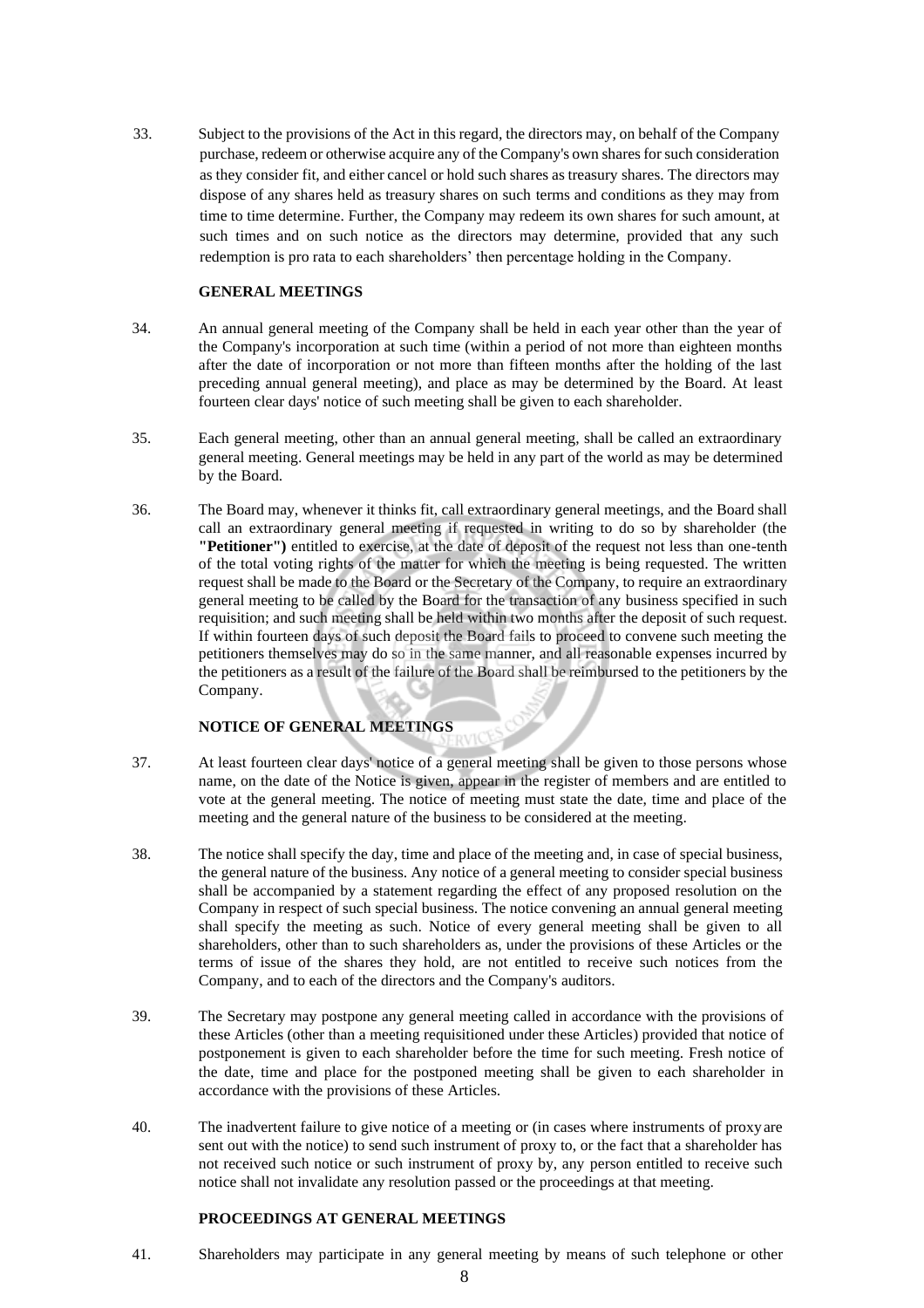33. Subject to the provisions of the Act in this regard, the directors may, on behalf of the Company purchase, redeem or otherwise acquire any of the Company's own shares for such consideration as they consider fit, and either cancel or hold such shares as treasury shares. The directors may dispose of any shares held as treasury shares on such terms and conditions as they may from time to time determine. Further, the Company may redeem its own shares for such amount, at such times and on such notice as the directors may determine, provided that any such redemption is pro rata to each shareholders' then percentage holding in the Company.

**GENERAL MEETINGS**

34. An annual general meeting of the Company shall be held in each year other than the year of the Company's incorporation at such time (within a period of not more than eighteen months after the date of incorporation or not more than fifteen months after the holding of the last preceding annual general meeting), and place as may be determined by the Board. At least fourteen clear days' notice of such meeting shall be given to each shareholder.

35. Each general meeting, other than an annual general meeting, shall be called an extraordinary general meeting. General meetings may be held in any part of the world as may be determined by the Board.

36. The Board may, whenever it thinks fit, call extraordinary general meetings, and the Board shall call an extraordinary general meeting if requested in writing to do so by shareholder (the **"Petitioner")** entitled to exercise, at the date of deposit of the request not less than one-tenth of the total voting rights of the matter for which the meeting is being requested. The written request shall be made to the Board or the Secretary of the Company, to require an extraordinary general meeting to be called by the Board for the transaction of any business specified in such requisition; and such meeting shall be held within two months after the deposit of such request. If within fourteen days of such deposit the Board fails to proceed to convene such meeting the petitioners themselves may do so in the same manner, and all reasonable expenses incurred by the petitioners as a result of the failure of the Board shall be reimbursed to the petitioners by the Company.

**NOTICE OF GENERAL MEETINGS**

37. At least fourteen clear days' notice of a general meeting shall be given to those persons whose name, on the date of the Notice is given, appear in the register of members and are entitled to vote at the general meeting. The notice of meeting must state the date, time and place of the meeting and the general nature of the business to be considered at the meeting.

38. The notice shall specify the day, time and place of the meeting and, in case of special business, the general nature of the business. Any notice of a general meeting to consider special business shall be accompanied by a statement regarding the effect of any proposed resolution on the Company in respect of such special business. The notice convening an annual general meeting shall specify the meeting as such. Notice of every general meeting shall be given to all shareholders, other than to such shareholders as, under the provisions of these Articles or the terms of issue of the shares they hold, are not entitled to receive such notices from the Company, and to each of the directors and the Company's auditors.

39. The Secretary may postpone any general meeting called in accordance with the provisions of these Articles (other than a meeting requisitioned under these Articles) provided that notice of postponement is given to each shareholder before the time for such meeting. Fresh notice of the date, time and place for the postponed meeting shall be given to each shareholder in accordance with the provisions of these Articles.

40. The inadvertent failure to give notice of a meeting or (in cases where instruments of proxy are sent out with the notice) to send such instrument of proxy to, or the fact that a shareholder has not received such notice or such instrument of proxy by, any person entitled to receive such notice shall not invalidate any resolution passed or the proceedings at that meeting.

**PROCEEDINGS AT GENERAL MEETINGS**

41. Shareholders may participate in any general meeting by means of such telephone or other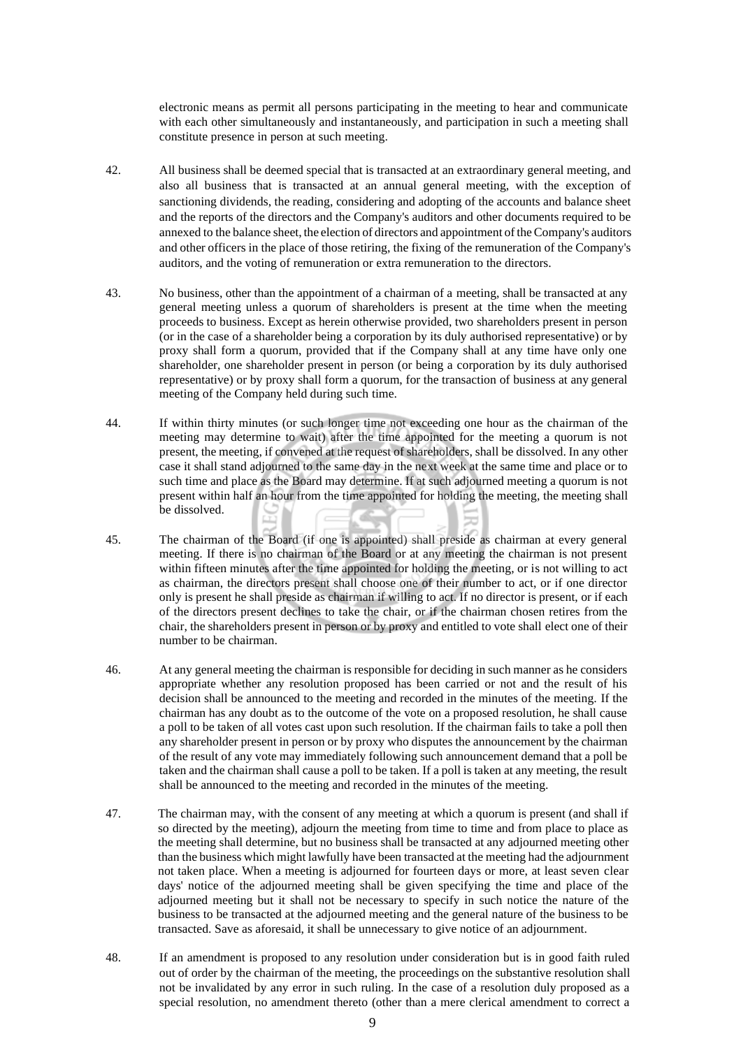electronic means as permit all persons participating in the meeting to hear and communicate with each other simultaneously and instantaneously, and participation in such a meeting shall constitute presence in person at such meeting.

42. All business shall be deemed special that is transacted at an extraordinary general meeting, and also all business that is transacted at an annual general meeting, with the exception of sanctioning dividends, the reading, considering and adopting of the accounts and balance sheet and the reports of the directors and the Company's auditors and other documents required to be annexed to the balance sheet, the election of directors and appointment of the Company's auditors and other officers in the place of those retiring, the fixing of the remuneration of the Company's auditors, and the voting of remuneration or extra remuneration to the directors.

43. No business, other than the appointment of a chairman of a meeting, shall be transacted at any general meeting unless a quorum of shareholders is present at the time when the meeting proceeds to business. Except as herein otherwise provided, two shareholders present in person (or in the case of a shareholder being a corporation by its duly authorised representative) or by proxy shall form a quorum, provided that if the Company shall at any time have only one shareholder, one shareholder present in person (or being a corporation by its duly authorised representative) or by proxy shall form a quorum, for the transaction of business at any general meeting of the Company held during such time.

44. If within thirty minutes (or such longer time not exceeding one hour as the chairman of the meeting may determine to wait) after the time appointed for the meeting a quorum is not present, the meeting, if convened at the request of shareholders, shall be dissolved. In any other case it shall stand adjourned to the same day in the next week at the same time and place or to such time and place as the Board may determine. If at such adjourned meeting a quorum is not present within half an hour from the time appointed for holding the meeting, the meeting shall be dissolved.

45. The chairman of the Board (if one is appointed) shall preside as chairman at every general meeting. If there is no chairman of the Board or at any meeting the chairman is not present within fifteen minutes after the time appointed for holding the meeting, or is not willing to act as chairman, the directors present shall choose one of their number to act, or if one director only is present he shall preside as chairman if willing to act. If no director is present, or if each of the directors present declines to take the chair, or if the chairman chosen retires from the chair, the shareholders present in person or by proxy and entitled to vote shall elect one of their number to be chairman.

46. At any general meeting the chairman is responsible for deciding in such manner as he considers appropriate whether any resolution proposed has been carried or not and the result of his decision shall be announced to the meeting and recorded in the minutes of the meeting. If the chairman has any doubt as to the outcome of the vote on a proposed resolution, he shall cause a poll to be taken of all votes cast upon such resolution. If the chairman fails to take a poll then any shareholder present in person or by proxy who disputes the announcement by the chairman of the result of any vote may immediately following such announcement demand that a poll be taken and the chairman shall cause a poll to be taken. If a poll is taken at any meeting, the result shall be announced to the meeting and recorded in the minutes of the meeting.

47. The chairman may, with the consent of any meeting at which a quorum is present (and shall if so directed by the meeting), adjourn the meeting from time to time and from place to place as the meeting shall determine, but no business shall be transacted at any adjourned meeting other than the business which might lawfully have been transacted at the meeting had the adjournment not taken place. When a meeting is adjourned for fourteen days or more, at least seven clear days' notice of the adjourned meeting shall be given specifying the time and place of the adjourned meeting but it shall not be necessary to specify in such notice the nature of the business to be transacted at the adjourned meeting and the general nature of the business to be transacted. Save as aforesaid, it shall be unnecessary to give notice of an adjournment.

48. If an amendment is proposed to any resolution under consideration but is in good faith ruled out of order by the chairman of the meeting, the proceedings on the substantive resolution shall not be invalidated by any error in such ruling. In the case of a resolution duly proposed as a special resolution, no amendment thereto (other than a mere clerical amendment to correct a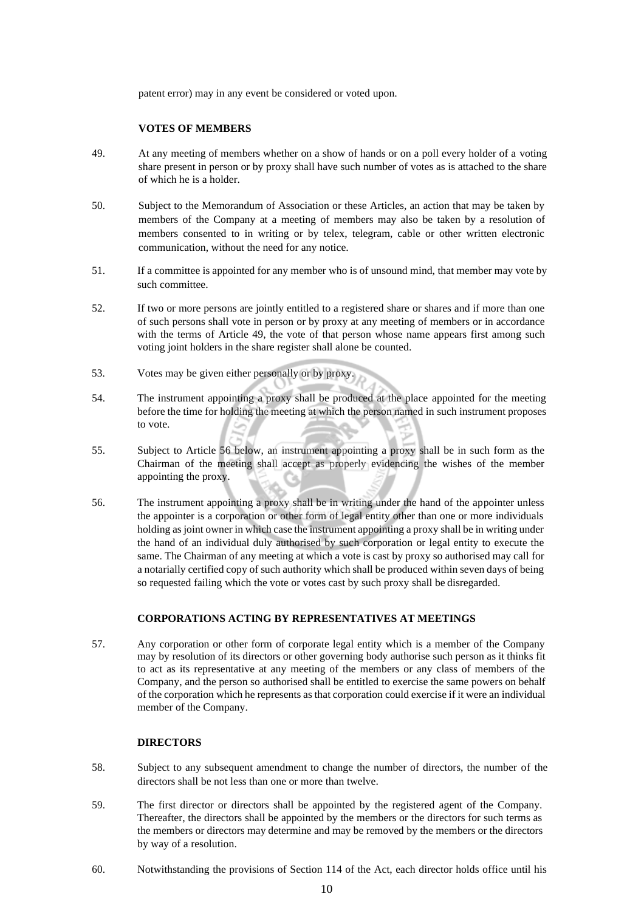patent error) may in any event be considered or voted upon.

**VOTES OF MEMBERS**

49. At any meeting of members whether on a show of hands or on a poll every holder of a voting share present in person or by proxy shall have such number of votes as is attached to the share of which he is a holder.

50. Subject to the Memorandum of Association or these Articles, an action that may be taken by members of the Company at a meeting of members may also be taken by a resolution of members consented to in writing or by telex, telegram, cable or other written electronic communication, without the need for any notice.

51. If a committee is appointed for any member who is of unsound mind, that member may vote by such committee.

52. If two or more persons are jointly entitled to a registered share or shares and if more than one of such persons shall vote in person or by proxy at any meeting of members or in accordance with the terms of Article 49, the vote of that person whose name appears first among such voting joint holders in the share register shall alone be counted.

53. Votes may be given either personally or by proxy.

54. The instrument appointing a proxy shall be produced at the place appointed for the meeting before the time for holding the meeting at which the person named in such instrument proposes to vote.

55. Subject to Article 56 below, an instrument appointing a proxy shall be in such form as the Chairman of the meeting shall accept as properly evidencing the wishes of the member appointing the proxy.

56. The instrument appointing a proxy shall be in writing under the hand of the appointer unless the appointer is a corporation or other form of legal entity other than one or more individuals holding as joint owner in which case the instrument appointing a proxy shall be in writing under the hand of an individual duly authorised by such corporation or legal entity to execute the same. The Chairman of any meeting at which a vote is cast by proxy so authorised may call for a notarially certified copy of such authority which shall be produced within seven days of being so requested failing which the vote or votes cast by such proxy shall be disregarded.

**CORPORATIONS ACTING BY REPRESENTATIVES AT MEETINGS**

57. Any corporation or other form of corporate legal entity which is a member of the Company may by resolution of its directors or other governing body authorise such person as it thinks fit to act as its representative at any meeting of the members or any class of members of the Company, and the person so authorised shall be entitled to exercise the same powers on behalf of the corporation which he represents as that corporation could exercise if it were an individual member of the Company.

**DIRECTORS**

58. Subject to any subsequent amendment to change the number of directors, the number of the directors shall be not less than one or more than twelve.

59. The first director or directors shall be appointed by the registered agent of the Company. Thereafter, the directors shall be appointed by the members or the directors for such terms as the members or directors may determine and may be removed by the members or the directors by way of a resolution.

60. Notwithstanding the provisions of Section 114 of the Act, each director holds office until his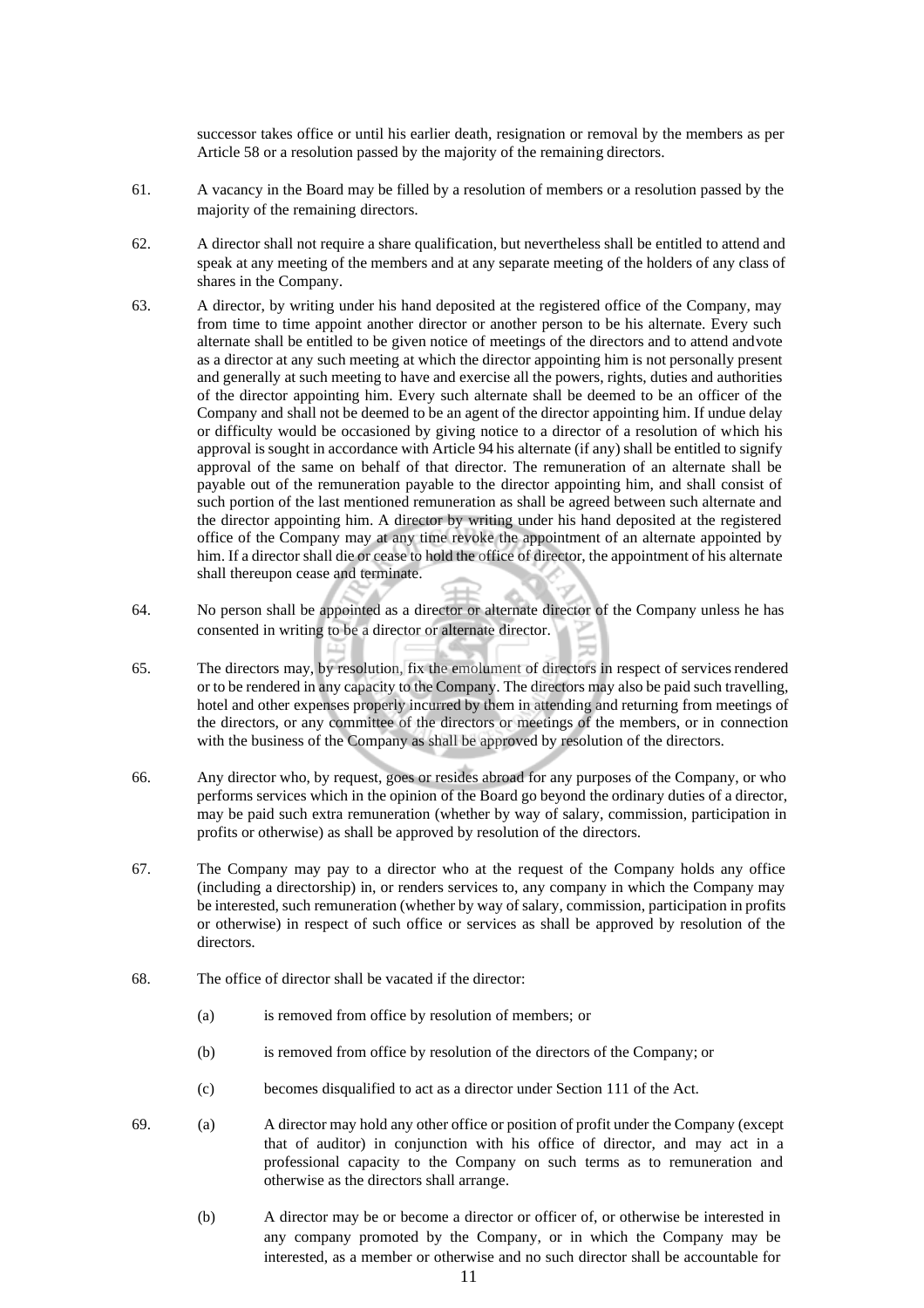successor takes office or until his earlier death, resignation or removal by the members as per Article 58 or a resolution passed by the majority of the remaining directors.

61. A vacancy in the Board may be filled by a resolution of members or a resolution passed by the majority of the remaining directors.

62. A director shall not require a share qualification, but nevertheless shall be entitled to attend and speak at any meeting of the members and at any separate meeting of the holders of any class of shares in the Company.

63. A director, by writing under his hand deposited at the registered office of the Company, may from time to time appoint another director or another person to be his alternate. Every such alternate shall be entitled to be given notice of meetings of the directors and to attend and vote as a director at any such meeting at which the director appointing him is not personally present and generally at such meeting to have and exercise all the powers, rights, duties and authorities of the director appointing him. Every such alternate shall be deemed to be an officer of the Company and shall not be deemed to be an agent of the director appointing him. If undue delay or difficulty would be occasioned by giving notice to a director of a resolution of which his approval is sought in accordance with Article 94 his alternate (if any) shall be entitled to signify approval of the same on behalf of that director. The remuneration of an alternate shall be payable out of the remuneration payable to the director appointing him, and shall consist of such portion of the last mentioned remuneration as shall be agreed between such alternate and the director appointing him. A director by writing under his hand deposited at the registered office of the Company may at any time revoke the appointment of an alternate appointed by him. If a director shall die or cease to hold the office of director, the appointment of his alternate shall thereupon cease and terminate.

64. No person shall be appointed as a director or alternate director of the Company unless he has consented in writing to be a director or alternate director.

65. The directors may, by resolution, fix the emolument of directors in respect of services rendered or to be rendered in any capacity to the Company. The directors may also be paid such travelling, hotel and other expenses properly incurred by them in attending and returning from meetings of the directors, or any committee of the directors or meetings of the members, or in connection with the business of the Company as shall be approved by resolution of the directors.

66. Any director who, by request, goes or resides abroad for any purposes of the Company, or who performs services which in the opinion of the Board go beyond the ordinary duties of a director, may be paid such extra remuneration (whether by way of salary, commission, participation in profits or otherwise) as shall be approved by resolution of the directors.

67. The Company may pay to a director who at the request of the Company holds any office (including a directorship) in, or renders services to, any company in which the Company may be interested, such remuneration (whether by way of salary, commission, participation in profits or otherwise) in respect of such office or services as shall be approved by resolution of the directors.

68. The office of director shall be vacated if the director:

   (a) is removed from office by resolution of members; or

   (b) is removed from office by resolution of the directors of the Company; or

   (c) becomes disqualified to act as a director under Section 111 of the Act.

69. (a) A director may hold any other office or position of profit under the Company (except that of auditor) in conjunction with his office of director, and may act in a professional capacity to the Company on such terms as to remuneration and otherwise as the directors shall arrange.

   (b) A director may be or become a director or officer of, or otherwise be interested in any company promoted by the Company, or in which the Company may be interested, as a member or otherwise and no such director shall be accountable for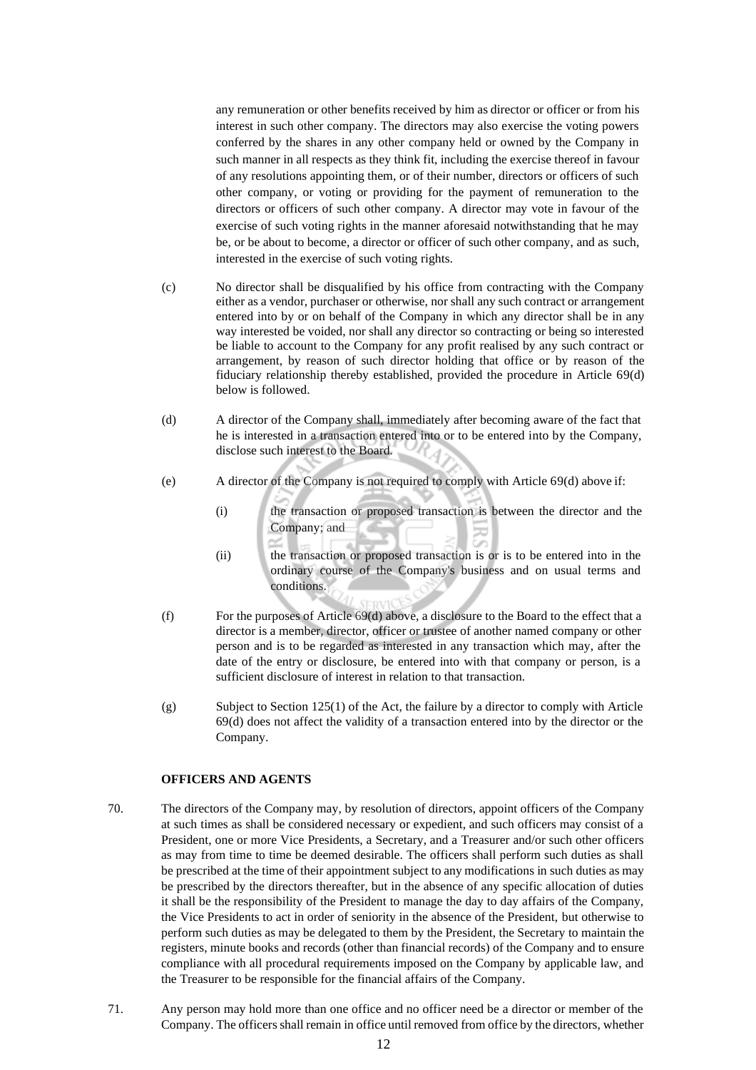any remuneration or other benefits received by him as director or officer or from his interest in such other company. The directors may also exercise the voting powers conferred by the shares in any other company held or owned by the Company in such manner in all respects as they think fit, including the exercise thereof in favour of any resolutions appointing them, or of their number, directors or officers of such other company, or voting or providing for the payment of remuneration to the directors or officers of such other company. A director may vote in favour of the exercise of such voting rights in the manner aforesaid notwithstanding that he may be, or be about to become, a director or officer of such other company, and as such, interested in the exercise of such voting rights.

(c) No director shall be disqualified by his office from contracting with the Company either as a vendor, purchaser or otherwise, nor shall any such contract or arrangement entered into by or on behalf of the Company in which any director shall be in any way interested be voided, nor shall any director so contracting or being so interested be liable to account to the Company for any profit realised by any such contract or arrangement, by reason of such director holding that office or by reason of the fiduciary relationship thereby established, provided the procedure in Article 69(d) below is followed.

(d) A director of the Company shall, immediately after becoming aware of the fact that he is interested in a transaction entered into or to be entered into by the Company, disclose such interest to the Board.

(e) A director of the Company is not required to comply with Article 69(d) above if:

(i) the transaction or proposed transaction is between the director and the Company; and

(ii) the transaction or proposed transaction is or is to be entered into in the ordinary course of the Company's business and on usual terms and conditions.

(f) For the purposes of Article 69(d) above, a disclosure to the Board to the effect that a director is a member, director, officer or trustee of another named company or other person and is to be regarded as interested in any transaction which may, after the date of the entry or disclosure, be entered into with that company or person, is a sufficient disclosure of interest in relation to that transaction.

(g) Subject to Section 125(1) of the Act, the failure by a director to comply with Article 69(d) does not affect the validity of a transaction entered into by the director or the Company.

**OFFICERS AND AGENTS**

70. The directors of the Company may, by resolution of directors, appoint officers of the Company at such times as shall be considered necessary or expedient, and such officers may consist of a President, one or more Vice Presidents, a Secretary, and a Treasurer and/or such other officers as may from time to time be deemed desirable. The officers shall perform such duties as shall be prescribed at the time of their appointment subject to any modifications in such duties as may be prescribed by the directors thereafter, but in the absence of any specific allocation of duties it shall be the responsibility of the President to manage the day to day affairs of the Company, the Vice Presidents to act in order of seniority in the absence of the President, but otherwise to perform such duties as may be delegated to them by the President, the Secretary to maintain the registers, minute books and records (other than financial records) of the Company and to ensure compliance with all procedural requirements imposed on the Company by applicable law, and the Treasurer to be responsible for the financial affairs of the Company.

71. Any person may hold more than one office and no officer need be a director or member of the Company. The officers shall remain in office until removed from office by the directors, whether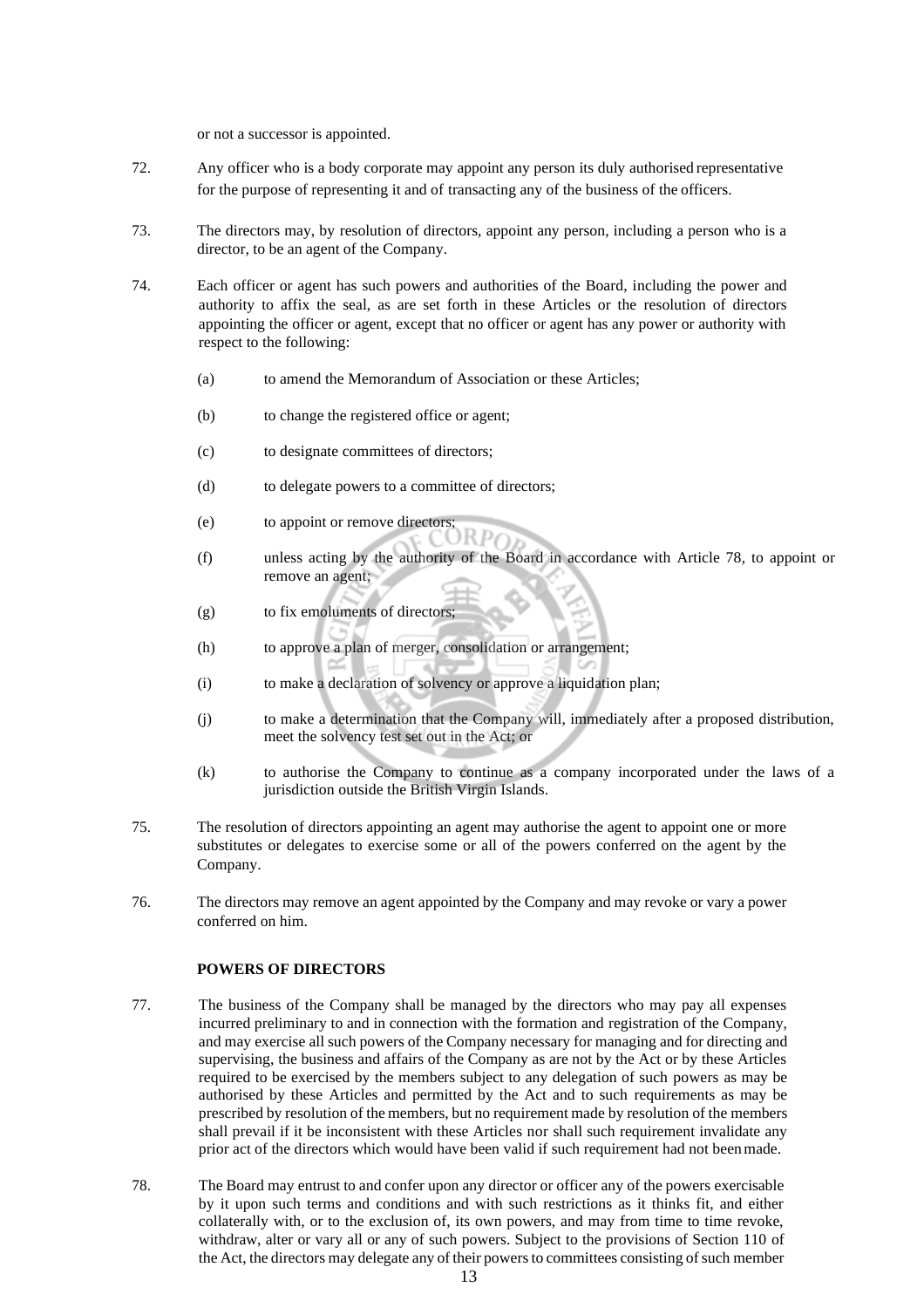or not a successor is appointed.

72. Any officer who is a body corporate may appoint any person its duly authorised representative for the purpose of representing it and of transacting any of the business of the officers.

73. The directors may, by resolution of directors, appoint any person, including a person who is a director, to be an agent of the Company.

74. Each officer or agent has such powers and authorities of the Board, including the power and authority to affix the seal, as are set forth in these Articles or the resolution of directors appointing the officer or agent, except that no officer or agent has any power or authority with respect to the following:

    (a) to amend the Memorandum of Association or these Articles;

    (b) to change the registered office or agent;

    (c) to designate committees of directors;

    (d) to delegate powers to a committee of directors;

    (e) to appoint or remove directors;

    (f) unless acting by the authority of the Board in accordance with Article 78, to appoint or remove an agent;

    (g) to fix emoluments of directors;

    (h) to approve a plan of merger, consolidation or arrangement;

    (i) to make a declaration of solvency or approve a liquidation plan;

    (j) to make a determination that the Company will, immediately after a proposed distribution, meet the solvency test set out in the Act; or

    (k) to authorise the Company to continue as a company incorporated under the laws of a jurisdiction outside the British Virgin Islands.

75. The resolution of directors appointing an agent may authorise the agent to appoint one or more substitutes or delegates to exercise some or all of the powers conferred on the agent by the Company.

76. The directors may remove an agent appointed by the Company and may revoke or vary a power conferred on him.

**POWERS OF DIRECTORS**

77. The business of the Company shall be managed by the directors who may pay all expenses incurred preliminary to and in connection with the formation and registration of the Company, and may exercise all such powers of the Company necessary for managing and for directing and supervising, the business and affairs of the Company as are not by the Act or by these Articles required to be exercised by the members subject to any delegation of such powers as may be authorised by these Articles and permitted by the Act and to such requirements as may be prescribed by resolution of the members, but no requirement made by resolution of the members shall prevail if it be inconsistent with these Articles nor shall such requirement invalidate any prior act of the directors which would have been valid if such requirement had not been made.

78. The Board may entrust to and confer upon any director or officer any of the powers exercisable by it upon such terms and conditions and with such restrictions as it thinks fit, and either collaterally with, or to the exclusion of, its own powers, and may from time to time revoke, withdraw, alter or vary all or any of such powers. Subject to the provisions of Section 110 of the Act, the directors may delegate any of their powers to committees consisting of such member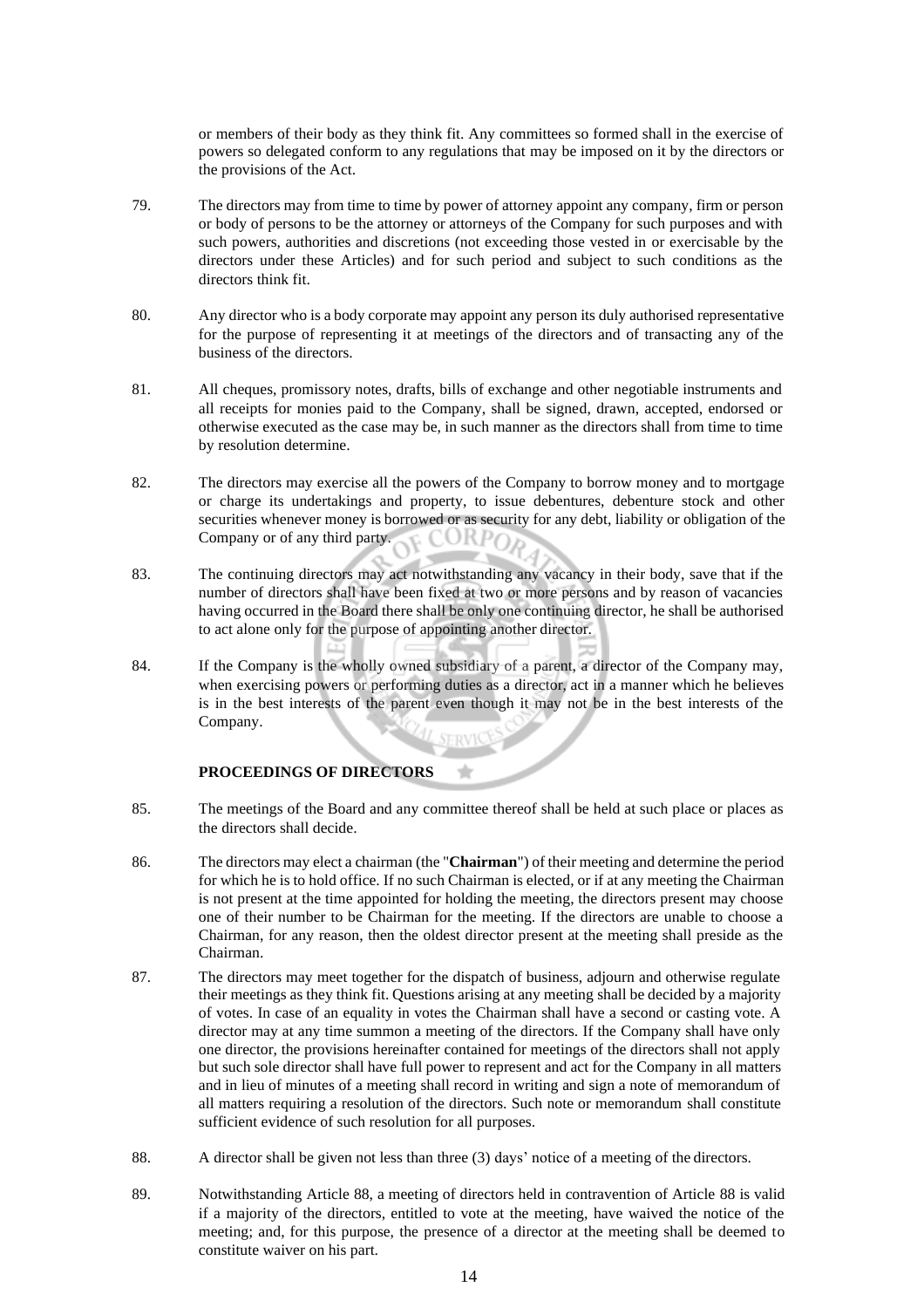or members of their body as they think fit. Any committees so formed shall in the exercise of powers so delegated conform to any regulations that may be imposed on it by the directors or the provisions of the Act.

79. The directors may from time to time by power of attorney appoint any company, firm or person or body of persons to be the attorney or attorneys of the Company for such purposes and with such powers, authorities and discretions (not exceeding those vested in or exercisable by the directors under these Articles) and for such period and subject to such conditions as the directors think fit.

80. Any director who is a body corporate may appoint any person its duly authorised representative for the purpose of representing it at meetings of the directors and of transacting any of the business of the directors.

81. All cheques, promissory notes, drafts, bills of exchange and other negotiable instruments and all receipts for monies paid to the Company, shall be signed, drawn, accepted, endorsed or otherwise executed as the case may be, in such manner as the directors shall from time to time by resolution determine.

82. The directors may exercise all the powers of the Company to borrow money and to mortgage or charge its undertakings and property, to issue debentures, debenture stock and other securities whenever money is borrowed or as security for any debt, liability or obligation of the Company or of any third party.

83. The continuing directors may act notwithstanding any vacancy in their body, save that if the number of directors shall have been fixed at two or more persons and by reason of vacancies having occurred in the Board there shall be only one continuing director, he shall be authorised to act alone only for the purpose of appointing another director.

84. If the Company is the wholly owned subsidiary of a parent, a director of the Company may, when exercising powers or performing duties as a director, act in a manner which he believes is in the best interests of the parent even though it may not be in the best interests of the Company.

**PROCEEDINGS OF DIRECTORS**

85. The meetings of the Board and any committee thereof shall be held at such place or places as the directors shall decide.

86. The directors may elect a chairman (the "**Chairman**") of their meeting and determine the period for which he is to hold office. If no such Chairman is elected, or if at any meeting the Chairman is not present at the time appointed for holding the meeting, the directors present may choose one of their number to be Chairman for the meeting. If the directors are unable to choose a Chairman, for any reason, then the oldest director present at the meeting shall preside as the Chairman.

87. The directors may meet together for the dispatch of business, adjourn and otherwise regulate their meetings as they think fit. Questions arising at any meeting shall be decided by a majority of votes. In case of an equality in votes the Chairman shall have a second or casting vote. A director may at any time summon a meeting of the directors. If the Company shall have only one director, the provisions hereinafter contained for meetings of the directors shall not apply but such sole director shall have full power to represent and act for the Company in all matters and in lieu of minutes of a meeting shall record in writing and sign a note of memorandum of all matters requiring a resolution of the directors. Such note or memorandum shall constitute sufficient evidence of such resolution for all purposes.

88. A director shall be given not less than three (3) days' notice of a meeting of the directors.

89. Notwithstanding Article 88, a meeting of directors held in contravention of Article 88 is valid if a majority of the directors, entitled to vote at the meeting, have waived the notice of the meeting; and, for this purpose, the presence of a director at the meeting shall be deemed to constitute waiver on his part.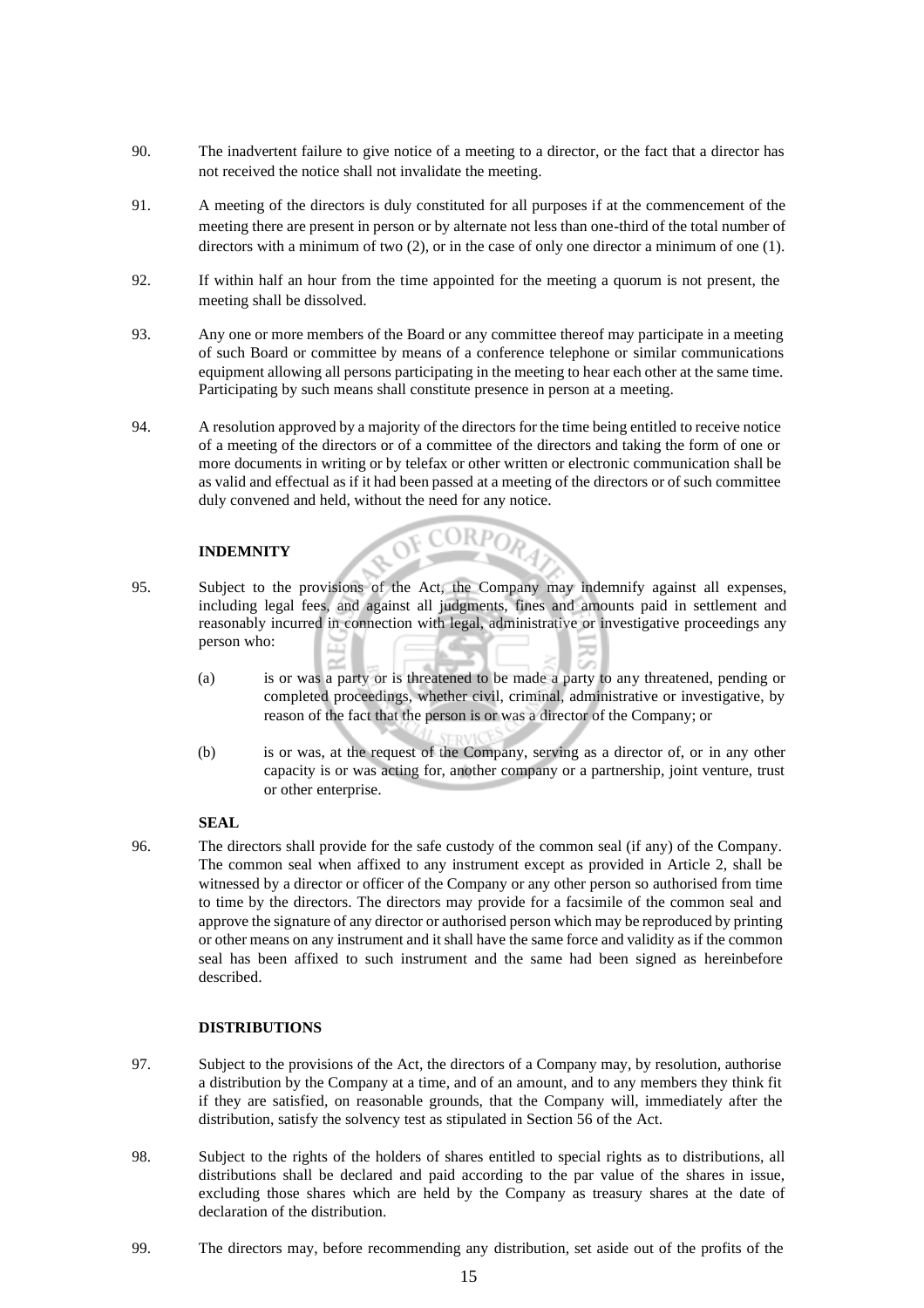90. The inadvertent failure to give notice of a meeting to a director, or the fact that a director has not received the notice shall not invalidate the meeting.

91. A meeting of the directors is duly constituted for all purposes if at the commencement of the meeting there are present in person or by alternate not less than one-third of the total number of directors with a minimum of two (2), or in the case of only one director a minimum of one (1).

92. If within half an hour from the time appointed for the meeting a quorum is not present, the meeting shall be dissolved.

93. Any one or more members of the Board or any committee thereof may participate in a meeting of such Board or committee by means of a conference telephone or similar communications equipment allowing all persons participating in the meeting to hear each other at the same time. Participating by such means shall constitute presence in person at a meeting.

94. A resolution approved by a majority of the directors for the time being entitled to receive notice of a meeting of the directors or of a committee of the directors and taking the form of one or more documents in writing or by telefax or other written or electronic communication shall be as valid and effectual as if it had been passed at a meeting of the directors or of such committee duly convened and held, without the need for any notice.

**INDEMNITY**

95. Subject to the provisions of the Act, the Company may indemnify against all expenses, including legal fees, and against all judgments, fines and amounts paid in settlement and reasonably incurred in connection with legal, administrative or investigative proceedings any person who:

    (a) is or was a party or is threatened to be made a party to any threatened, pending or completed proceedings, whether civil, criminal, administrative or investigative, by reason of the fact that the person is or was a director of the Company; or

    (b) is or was, at the request of the Company, serving as a director of, or in any other capacity is or was acting for, another company or a partnership, joint venture, trust or other enterprise.

**SEAL**

96. The directors shall provide for the safe custody of the common seal (if any) of the Company. The common seal when affixed to any instrument except as provided in Article 2, shall be witnessed by a director or officer of the Company or any other person so authorised from time to time by the directors. The directors may provide for a facsimile of the common seal and approve the signature of any director or authorised person which may be reproduced by printing or other means on any instrument and it shall have the same force and validity as if the common seal has been affixed to such instrument and the same had been signed as hereinbefore described.

**DISTRIBUTIONS**

97. Subject to the provisions of the Act, the directors of a Company may, by resolution, authorise a distribution by the Company at a time, and of an amount, and to any members they think fit if they are satisfied, on reasonable grounds, that the Company will, immediately after the distribution, satisfy the solvency test as stipulated in Section 56 of the Act.

98. Subject to the rights of the holders of shares entitled to special rights as to distributions, all distributions shall be declared and paid according to the par value of the shares in issue, excluding those shares which are held by the Company as treasury shares at the date of declaration of the distribution.

99. The directors may, before recommending any distribution, set aside out of the profits of the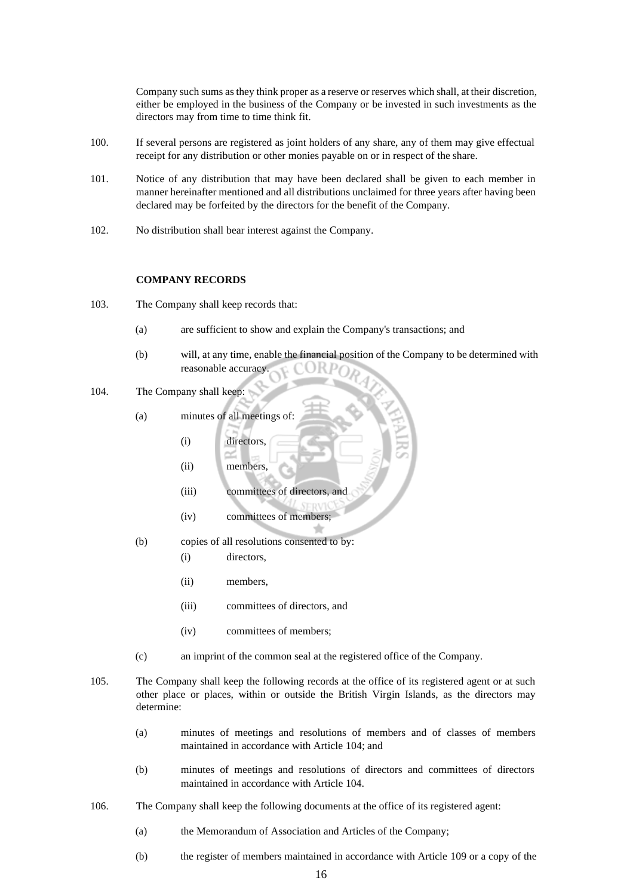Company such sums as they think proper as a reserve or reserves which shall, at their discretion, either be employed in the business of the Company or be invested in such investments as the directors may from time to time think fit.

100. If several persons are registered as joint holders of any share, any of them may give effectual receipt for any distribution or other monies payable on or in respect of the share.

101. Notice of any distribution that may have been declared shall be given to each member in manner hereinafter mentioned and all distributions unclaimed for three years after having been declared may be forfeited by the directors for the benefit of the Company.

102. No distribution shall bear interest against the Company.

**COMPANY RECORDS**

103. The Company shall keep records that:

(a) are sufficient to show and explain the Company's transactions; and

(b) will, at any time, enable the financial position of the Company to be determined with reasonable accuracy.

104. The Company shall keep:

(a) minutes of all meetings of:

(i) directors,

(ii) members,

(iii) committees of directors, and

(iv) committees of members;

(b) copies of all resolutions consented to by:

(i) directors,

(ii) members,

(iii) committees of directors, and

(iv) committees of members;

(c) an imprint of the common seal at the registered office of the Company.

105. The Company shall keep the following records at the office of its registered agent or at such other place or places, within or outside the British Virgin Islands, as the directors may determine:

(a) minutes of meetings and resolutions of members and of classes of members maintained in accordance with Article 104; and

(b) minutes of meetings and resolutions of directors and committees of directors maintained in accordance with Article 104.

106. The Company shall keep the following documents at the office of its registered agent:

(a) the Memorandum of Association and Articles of the Company;

(b) the register of members maintained in accordance with Article 109 or a copy of the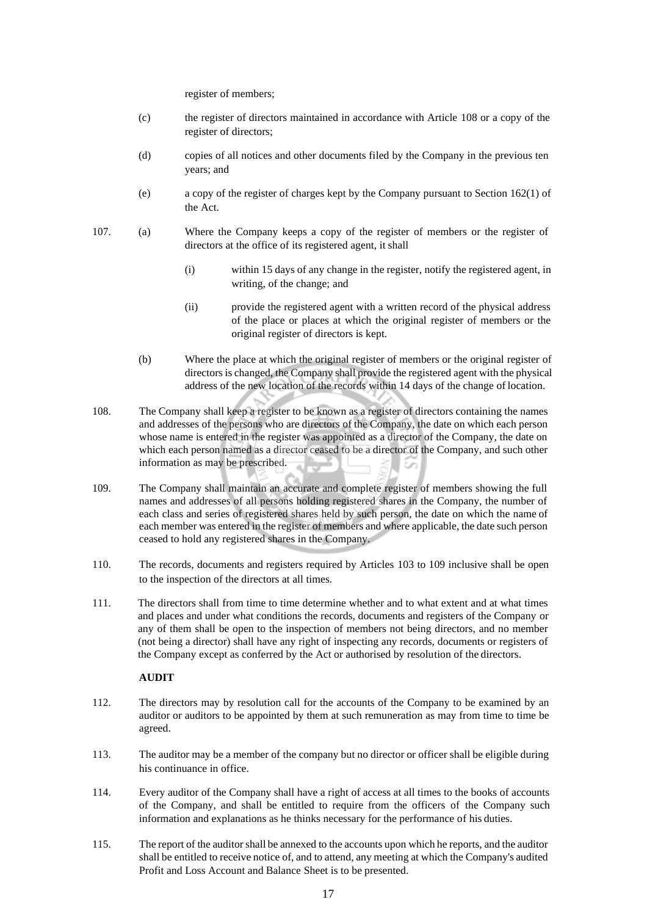register of members;

(c) the register of directors maintained in accordance with Article 108 or a copy of the register of directors;

(d) copies of all notices and other documents filed by the Company in the previous ten years; and

(e) a copy of the register of charges kept by the Company pursuant to Section 162(1) of the Act.

107. (a) Where the Company keeps a copy of the register of members or the register of directors at the office of its registered agent, it shall

(i) within 15 days of any change in the register, notify the registered agent, in writing, of the change; and

(ii) provide the registered agent with a written record of the physical address of the place or places at which the original register of members or the original register of directors is kept.

(b) Where the place at which the original register of members or the original register of directors is changed, the Company shall provide the registered agent with the physical address of the new location of the records within 14 days of the change of location.

108. The Company shall keep a register to be known as a register of directors containing the names and addresses of the persons who are directors of the Company, the date on which each person whose name is entered in the register was appointed as a director of the Company, the date on which each person named as a director ceased to be a director of the Company, and such other information as may be prescribed.

109. The Company shall maintain an accurate and complete register of members showing the full names and addresses of all persons holding registered shares in the Company, the number of each class and series of registered shares held by such person, the date on which the name of each member was entered in the register of members and where applicable, the date such person ceased to hold any registered shares in the Company.

110. The records, documents and registers required by Articles 103 to 109 inclusive shall be open to the inspection of the directors at all times.

111. The directors shall from time to time determine whether and to what extent and at what times and places and under what conditions the records, documents and registers of the Company or any of them shall be open to the inspection of members not being directors, and no member (not being a director) shall have any right of inspecting any records, documents or registers of the Company except as conferred by the Act or authorised by resolution of the directors.

**AUDIT**

112. The directors may by resolution call for the accounts of the Company to be examined by an auditor or auditors to be appointed by them at such remuneration as may from time to time be agreed.

113. The auditor may be a member of the company but no director or officer shall be eligible during his continuance in office.

114. Every auditor of the Company shall have a right of access at all times to the books of accounts of the Company, and shall be entitled to require from the officers of the Company such information and explanations as he thinks necessary for the performance of his duties.

115. The report of the auditor shall be annexed to the accounts upon which he reports, and the auditor shall be entitled to receive notice of, and to attend, any meeting at which the Company's audited Profit and Loss Account and Balance Sheet is to be presented.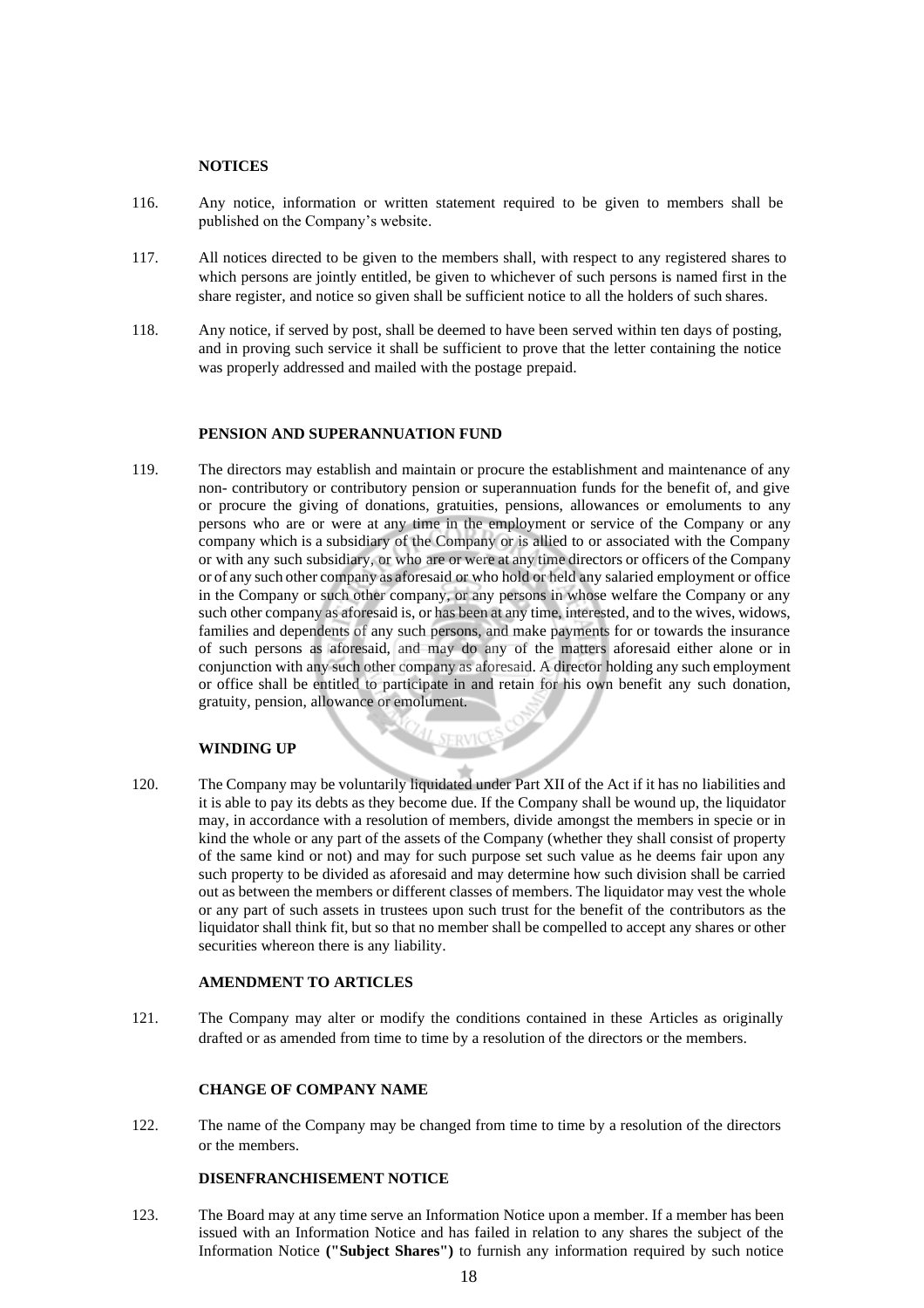### NOTICES

116. Any notice, information or written statement required to be given to members shall be published on the Company's website.

117. All notices directed to be given to the members shall, with respect to any registered shares to which persons are jointly entitled, be given to whichever of such persons is named first in the share register, and notice so given shall be sufficient notice to all the holders of such shares.

118. Any notice, if served by post, shall be deemed to have been served within ten days of posting, and in proving such service it shall be sufficient to prove that the letter containing the notice was properly addressed and mailed with the postage prepaid.

### PENSION AND SUPERANNUATION FUND

119. The directors may establish and maintain or procure the establishment and maintenance of any non- contributory or contributory pension or superannuation funds for the benefit of, and give or procure the giving of donations, gratuities, pensions, allowances or emoluments to any persons who are or were at any time in the employment or service of the Company or any company which is a subsidiary of the Company or is allied to or associated with the Company or with any such subsidiary, or who are or were at any time directors or officers of the Company or of any such other company as aforesaid or who hold or held any salaried employment or office in the Company or such other company, or any persons in whose welfare the Company or any such other company as aforesaid is, or has been at any time, interested, and to the wives, widows, families and dependents of any such persons, and make payments for or towards the insurance of such persons as aforesaid, and may do any of the matters aforesaid either alone or in conjunction with any such other company as aforesaid. A director holding any such employment or office shall be entitled to participate in and retain for his own benefit any such donation, gratuity, pension, allowance or emolument.

### WINDING UP

120. The Company may be voluntarily liquidated under Part XII of the Act if it has no liabilities and it is able to pay its debts as they become due. If the Company shall be wound up, the liquidator may, in accordance with a resolution of members, divide amongst the members in specie or in kind the whole or any part of the assets of the Company (whether they shall consist of property of the same kind or not) and may for such purpose set such value as he deems fair upon any such property to be divided as aforesaid and may determine how such division shall be carried out as between the members or different classes of members. The liquidator may vest the whole or any part of such assets in trustees upon such trust for the benefit of the contributors as the liquidator shall think fit, but so that no member shall be compelled to accept any shares or other securities whereon there is any liability.

### AMENDMENT TO ARTICLES

121. The Company may alter or modify the conditions contained in these Articles as originally drafted or as amended from time to time by a resolution of the directors or the members.

### CHANGE OF COMPANY NAME

122. The name of the Company may be changed from time to time by a resolution of the directors or the members.

### DISENFRANCHISEMENT NOTICE

123. The Board may at any time serve an Information Notice upon a member. If a member has been issued with an Information Notice and has failed in relation to any shares the subject of the Information Notice **("Subject Shares")** to furnish any information required by such notice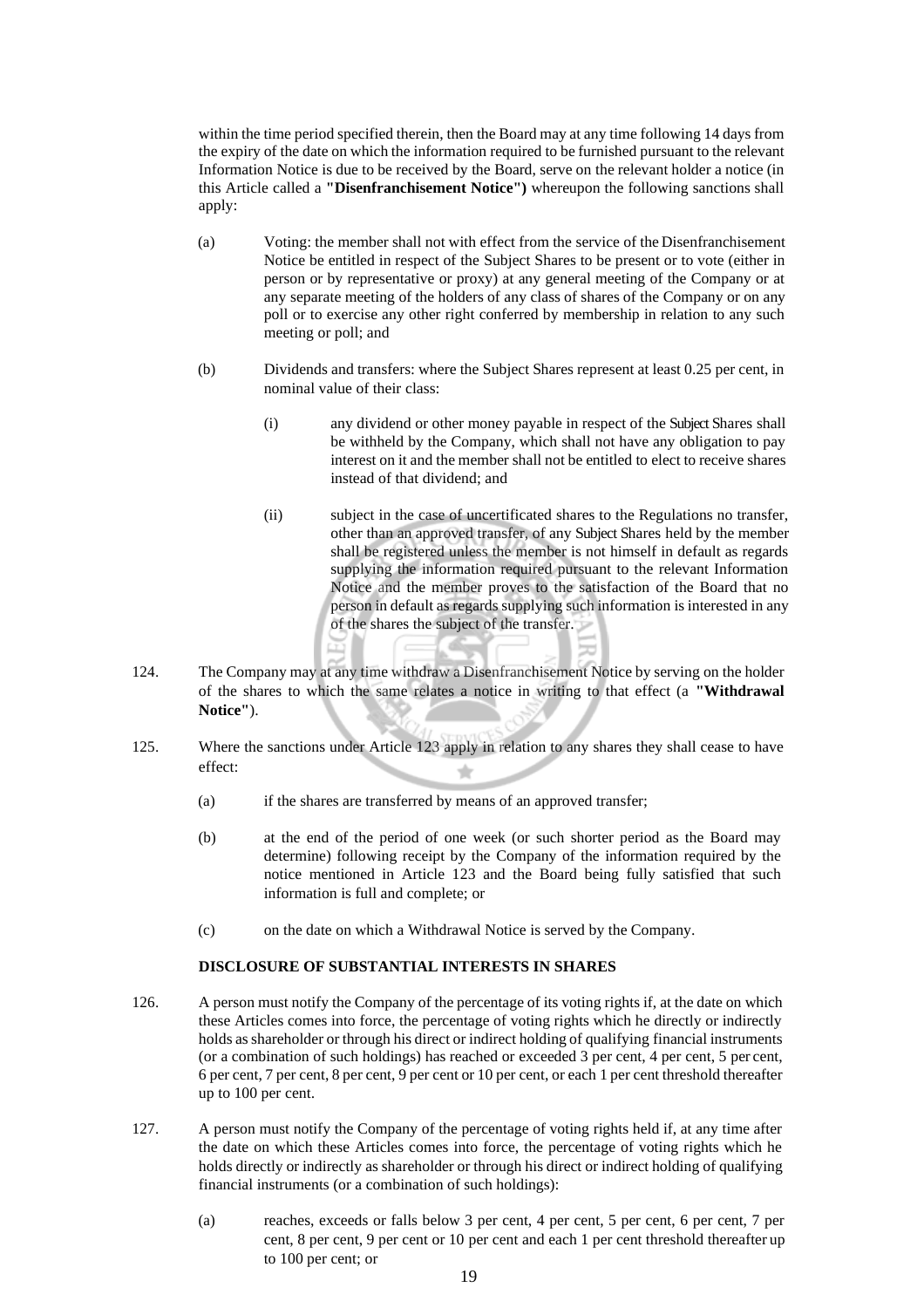within the time period specified therein, then the Board may at any time following 14 days from the expiry of the date on which the information required to be furnished pursuant to the relevant Information Notice is due to be received by the Board, serve on the relevant holder a notice (in this Article called a **"Disenfranchisement Notice")** whereupon the following sanctions shall apply:

(a) Voting: the member shall not with effect from the service of the Disenfranchisement Notice be entitled in respect of the Subject Shares to be present or to vote (either in person or by representative or proxy) at any general meeting of the Company or at any separate meeting of the holders of any class of shares of the Company or on any poll or to exercise any other right conferred by membership in relation to any such meeting or poll; and

(b) Dividends and transfers: where the Subject Shares represent at least 0.25 per cent, in nominal value of their class:

(i) any dividend or other money payable in respect of the Subject Shares shall be withheld by the Company, which shall not have any obligation to pay interest on it and the member shall not be entitled to elect to receive shares instead of that dividend; and

(ii) subject in the case of uncertificated shares to the Regulations no transfer, other than an approved transfer, of any Subject Shares held by the member shall be registered unless the member is not himself in default as regards supplying the information required pursuant to the relevant Information Notice and the member proves to the satisfaction of the Board that no person in default as regards supplying such information is interested in any of the shares the subject of the transfer.

124. The Company may at any time withdraw a Disenfranchisement Notice by serving on the holder of the shares to which the same relates a notice in writing to that effect (a **"Withdrawal Notice"**).

125. Where the sanctions under Article 123 apply in relation to any shares they shall cease to have effect:

(a) if the shares are transferred by means of an approved transfer;

(b) at the end of the period of one week (or such shorter period as the Board may determine) following receipt by the Company of the information required by the notice mentioned in Article 123 and the Board being fully satisfied that such information is full and complete; or

(c) on the date on which a Withdrawal Notice is served by the Company.

**DISCLOSURE OF SUBSTANTIAL INTERESTS IN SHARES**

126. A person must notify the Company of the percentage of its voting rights if, at the date on which these Articles comes into force, the percentage of voting rights which he directly or indirectly holds as shareholder or through his direct or indirect holding of qualifying financial instruments (or a combination of such holdings) has reached or exceeded 3 per cent, 4 per cent, 5 per cent, 6 per cent, 7 per cent, 8 per cent, 9 per cent or 10 per cent, or each 1 per cent threshold thereafter up to 100 per cent.

127. A person must notify the Company of the percentage of voting rights held if, at any time after the date on which these Articles comes into force, the percentage of voting rights which he holds directly or indirectly as shareholder or through his direct or indirect holding of qualifying financial instruments (or a combination of such holdings):

(a) reaches, exceeds or falls below 3 per cent, 4 per cent, 5 per cent, 6 per cent, 7 per cent, 8 per cent, 9 per cent or 10 per cent and each 1 per cent threshold thereafter up to 100 per cent; or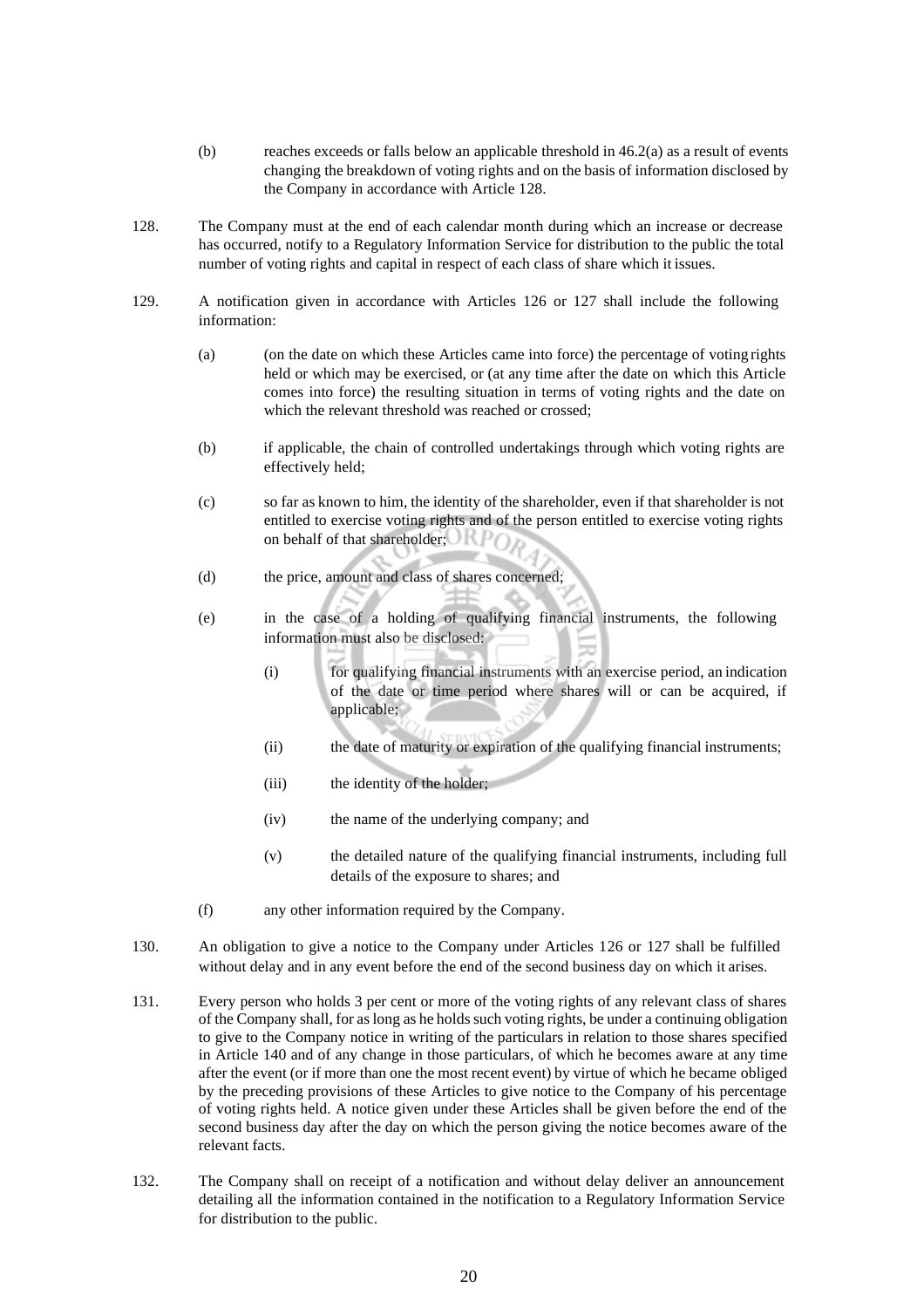(b) reaches exceeds or falls below an applicable threshold in 46.2(a) as a result of events changing the breakdown of voting rights and on the basis of information disclosed by the Company in accordance with Article 128.

128. The Company must at the end of each calendar month during which an increase or decrease has occurred, notify to a Regulatory Information Service for distribution to the public the total number of voting rights and capital in respect of each class of share which it issues.

129. A notification given in accordance with Articles 126 or 127 shall include the following information:

(a) (on the date on which these Articles came into force) the percentage of voting rights held or which may be exercised, or (at any time after the date on which this Article comes into force) the resulting situation in terms of voting rights and the date on which the relevant threshold was reached or crossed;

(b) if applicable, the chain of controlled undertakings through which voting rights are effectively held;

(c) so far as known to him, the identity of the shareholder, even if that shareholder is not entitled to exercise voting rights and of the person entitled to exercise voting rights on behalf of that shareholder;

(d) the price, amount and class of shares concerned;

(e) in the case of a holding of qualifying financial instruments, the following information must also be disclosed:

(i) for qualifying financial instruments with an exercise period, an indication of the date or time period where shares will or can be acquired, if applicable;

(ii) the date of maturity or expiration of the qualifying financial instruments;

(iii) the identity of the holder;

(iv) the name of the underlying company; and

(v) the detailed nature of the qualifying financial instruments, including full details of the exposure to shares; and

(f) any other information required by the Company.

130. An obligation to give a notice to the Company under Articles 126 or 127 shall be fulfilled without delay and in any event before the end of the second business day on which it arises.

131. Every person who holds 3 per cent or more of the voting rights of any relevant class of shares of the Company shall, for as long as he holds such voting rights, be under a continuing obligation to give to the Company notice in writing of the particulars in relation to those shares specified in Article 140 and of any change in those particulars, of which he becomes aware at any time after the event (or if more than one the most recent event) by virtue of which he became obliged by the preceding provisions of these Articles to give notice to the Company of his percentage of voting rights held. A notice given under these Articles shall be given before the end of the second business day after the day on which the person giving the notice becomes aware of the relevant facts.

132. The Company shall on receipt of a notification and without delay deliver an announcement detailing all the information contained in the notification to a Regulatory Information Service for distribution to the public.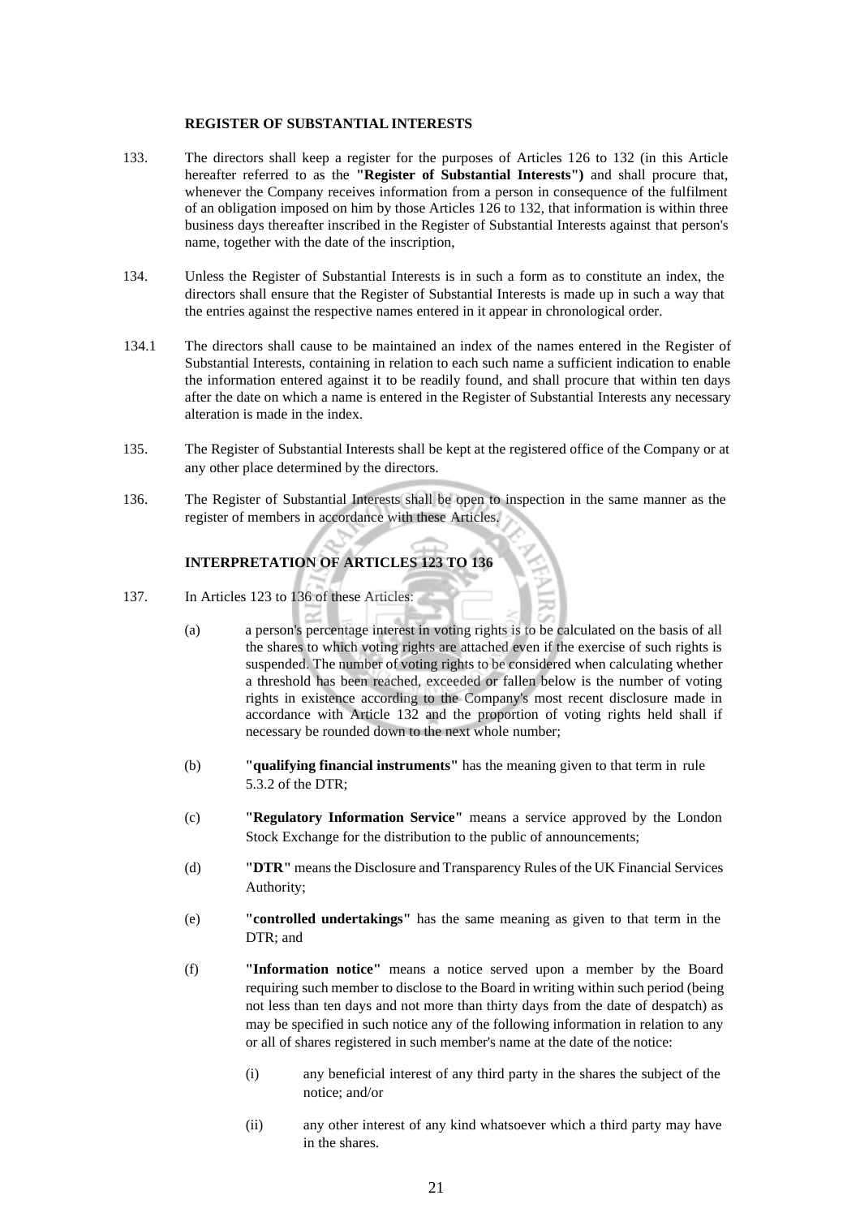## REGISTER OF SUBSTANTIAL INTERESTS

133. The directors shall keep a register for the purposes of Articles 126 to 132 (in this Article hereafter referred to as the **"Register of Substantial Interests")** and shall procure that, whenever the Company receives information from a person in consequence of the fulfilment of an obligation imposed on him by those Articles 126 to 132, that information is within three business days thereafter inscribed in the Register of Substantial Interests against that person's name, together with the date of the inscription,

134. Unless the Register of Substantial Interests is in such a form as to constitute an index, the directors shall ensure that the Register of Substantial Interests is made up in such a way that the entries against the respective names entered in it appear in chronological order.

134.1 The directors shall cause to be maintained an index of the names entered in the Register of Substantial Interests, containing in relation to each such name a sufficient indication to enable the information entered against it to be readily found, and shall procure that within ten days after the date on which a name is entered in the Register of Substantial Interests any necessary alteration is made in the index.

135. The Register of Substantial Interests shall be kept at the registered office of the Company or at any other place determined by the directors.

136. The Register of Substantial Interests shall be open to inspection in the same manner as the register of members in accordance with these Articles.

## INTERPRETATION OF ARTICLES 123 TO 136

137. In Articles 123 to 136 of these Articles:

(a) a person's percentage interest in voting rights is to be calculated on the basis of all the shares to which voting rights are attached even if the exercise of such rights is suspended. The number of voting rights to be considered when calculating whether a threshold has been reached, exceeded or fallen below is the number of voting rights in existence according to the Company's most recent disclosure made in accordance with Article 132 and the proportion of voting rights held shall if necessary be rounded down to the next whole number;

(b) **"qualifying financial instruments"** has the meaning given to that term in rule 5.3.2 of the DTR;

(c) **"Regulatory Information Service"** means a service approved by the London Stock Exchange for the distribution to the public of announcements;

(d) **"DTR"** means the Disclosure and Transparency Rules of the UK Financial Services Authority;

(e) **"controlled undertakings"** has the same meaning as given to that term in the DTR; and

(f) **"Information notice"** means a notice served upon a member by the Board requiring such member to disclose to the Board in writing within such period (being not less than ten days and not more than thirty days from the date of despatch) as may be specified in such notice any of the following information in relation to any or all of shares registered in such member's name at the date of the notice:

(i) any beneficial interest of any third party in the shares the subject of the notice; and/or

(ii) any other interest of any kind whatsoever which a third party may have in the shares.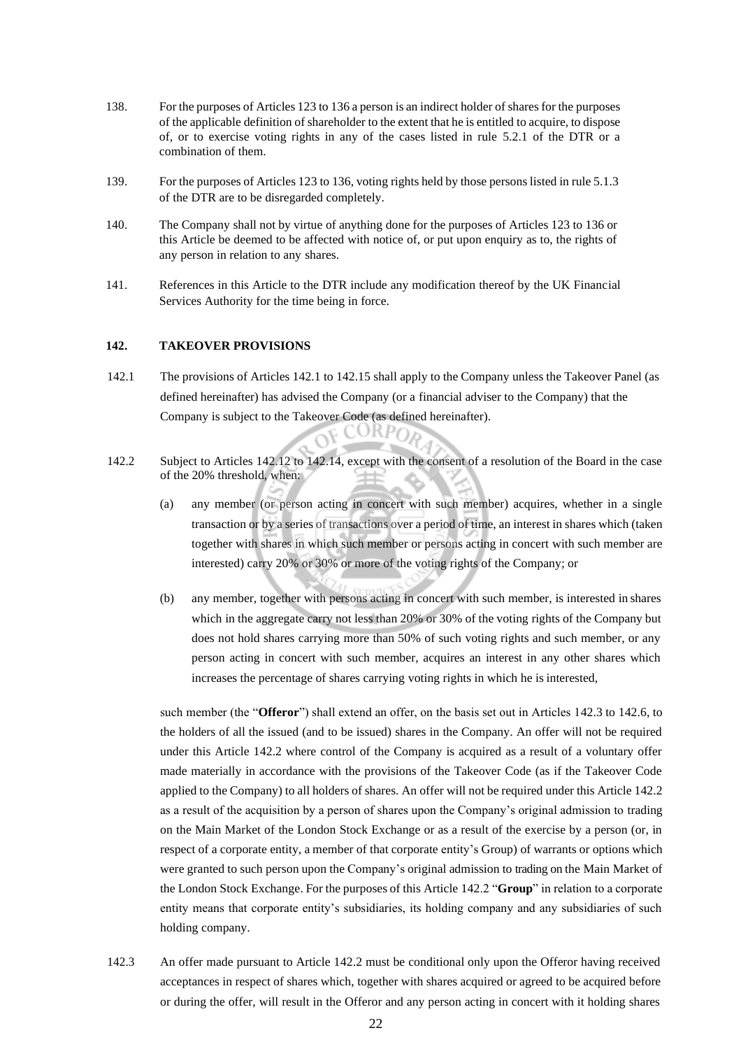138. For the purposes of Articles 123 to 136 a person is an indirect holder of shares for the purposes of the applicable definition of shareholder to the extent that he is entitled to acquire, to dispose of, or to exercise voting rights in any of the cases listed in rule 5.2.1 of the DTR or a combination of them.

139. For the purposes of Articles 123 to 136, voting rights held by those persons listed in rule 5.1.3 of the DTR are to be disregarded completely.

140. The Company shall not by virtue of anything done for the purposes of Articles 123 to 136 or this Article be deemed to be affected with notice of, or put upon enquiry as to, the rights of any person in relation to any shares.

141. References in this Article to the DTR include any modification thereof by the UK Financial Services Authority for the time being in force.

## 142. TAKEOVER PROVISIONS

142.1 The provisions of Articles 142.1 to 142.15 shall apply to the Company unless the Takeover Panel (as defined hereinafter) has advised the Company (or a financial adviser to the Company) that the Company is subject to the Takeover Code (as defined hereinafter).

142.2 Subject to Articles 142.12 to 142.14, except with the consent of a resolution of the Board in the case of the 20% threshold, when:

(a) any member (or person acting in concert with such member) acquires, whether in a single transaction or by a series of transactions over a period of time, an interest in shares which (taken together with shares in which such member or persons acting in concert with such member are interested) carry 20% or 30% or more of the voting rights of the Company; or

(b) any member, together with persons acting in concert with such member, is interested in shares which in the aggregate carry not less than 20% or 30% of the voting rights of the Company but does not hold shares carrying more than 50% of such voting rights and such member, or any person acting in concert with such member, acquires an interest in any other shares which increases the percentage of shares carrying voting rights in which he is interested,

such member (the "**Offeror**") shall extend an offer, on the basis set out in Articles 142.3 to 142.6, to the holders of all the issued (and to be issued) shares in the Company. An offer will not be required under this Article 142.2 where control of the Company is acquired as a result of a voluntary offer made materially in accordance with the provisions of the Takeover Code (as if the Takeover Code applied to the Company) to all holders of shares. An offer will not be required under this Article 142.2 as a result of the acquisition by a person of shares upon the Company's original admission to trading on the Main Market of the London Stock Exchange or as a result of the exercise by a person (or, in respect of a corporate entity, a member of that corporate entity's Group) of warrants or options which were granted to such person upon the Company's original admission to trading on the Main Market of the London Stock Exchange. For the purposes of this Article 142.2 "**Group**" in relation to a corporate entity means that corporate entity's subsidiaries, its holding company and any subsidiaries of such holding company.

142.3 An offer made pursuant to Article 142.2 must be conditional only upon the Offeror having received acceptances in respect of shares which, together with shares acquired or agreed to be acquired before or during the offer, will result in the Offeror and any person acting in concert with it holding shares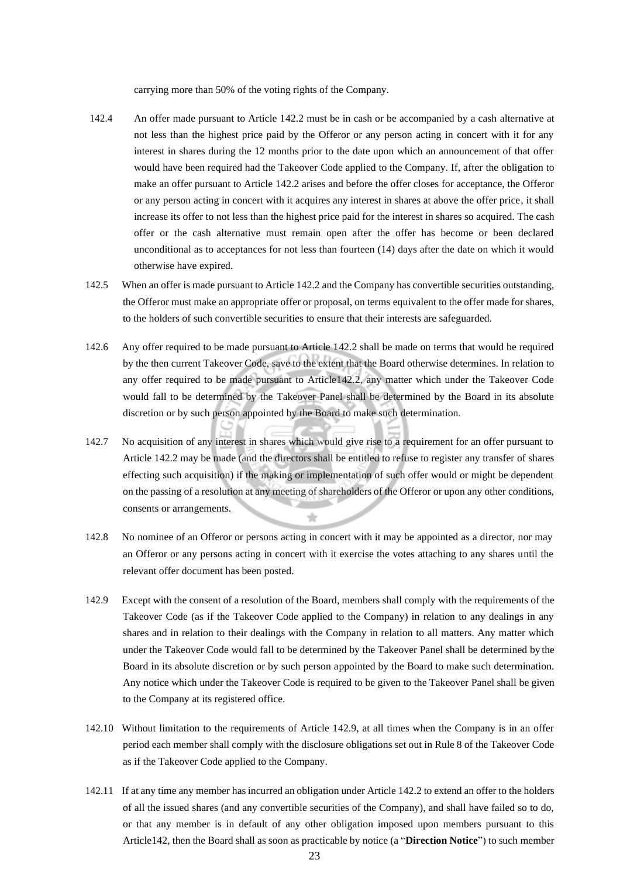carrying more than 50% of the voting rights of the Company.

142.4 An offer made pursuant to Article 142.2 must be in cash or be accompanied by a cash alternative at not less than the highest price paid by the Offeror or any person acting in concert with it for any interest in shares during the 12 months prior to the date upon which an announcement of that offer would have been required had the Takeover Code applied to the Company. If, after the obligation to make an offer pursuant to Article 142.2 arises and before the offer closes for acceptance, the Offeror or any person acting in concert with it acquires any interest in shares at above the offer price, it shall increase its offer to not less than the highest price paid for the interest in shares so acquired. The cash offer or the cash alternative must remain open after the offer has become or been declared unconditional as to acceptances for not less than fourteen (14) days after the date on which it would otherwise have expired.

142.5 When an offer is made pursuant to Article 142.2 and the Company has convertible securities outstanding, the Offeror must make an appropriate offer or proposal, on terms equivalent to the offer made for shares, to the holders of such convertible securities to ensure that their interests are safeguarded.

142.6 Any offer required to be made pursuant to Article 142.2 shall be made on terms that would be required by the then current Takeover Code, save to the extent that the Board otherwise determines. In relation to any offer required to be made pursuant to Article142.2, any matter which under the Takeover Code would fall to be determined by the Takeover Panel shall be determined by the Board in its absolute discretion or by such person appointed by the Board to make such determination.

142.7 No acquisition of any interest in shares which would give rise to a requirement for an offer pursuant to Article 142.2 may be made (and the directors shall be entitled to refuse to register any transfer of shares effecting such acquisition) if the making or implementation of such offer would or might be dependent on the passing of a resolution at any meeting of shareholders of the Offeror or upon any other conditions, consents or arrangements.

142.8 No nominee of an Offeror or persons acting in concert with it may be appointed as a director, nor may an Offeror or any persons acting in concert with it exercise the votes attaching to any shares until the relevant offer document has been posted.

142.9 Except with the consent of a resolution of the Board, members shall comply with the requirements of the Takeover Code (as if the Takeover Code applied to the Company) in relation to any dealings in any shares and in relation to their dealings with the Company in relation to all matters. Any matter which under the Takeover Code would fall to be determined by the Takeover Panel shall be determined by the Board in its absolute discretion or by such person appointed by the Board to make such determination. Any notice which under the Takeover Code is required to be given to the Takeover Panel shall be given to the Company at its registered office.

142.10 Without limitation to the requirements of Article 142.9, at all times when the Company is in an offer period each member shall comply with the disclosure obligations set out in Rule 8 of the Takeover Code as if the Takeover Code applied to the Company.

142.11 If at any time any member has incurred an obligation under Article 142.2 to extend an offer to the holders of all the issued shares (and any convertible securities of the Company), and shall have failed so to do, or that any member is in default of any other obligation imposed upon members pursuant to this Article142, then the Board shall as soon as practicable by notice (a "**Direction Notice**") to such member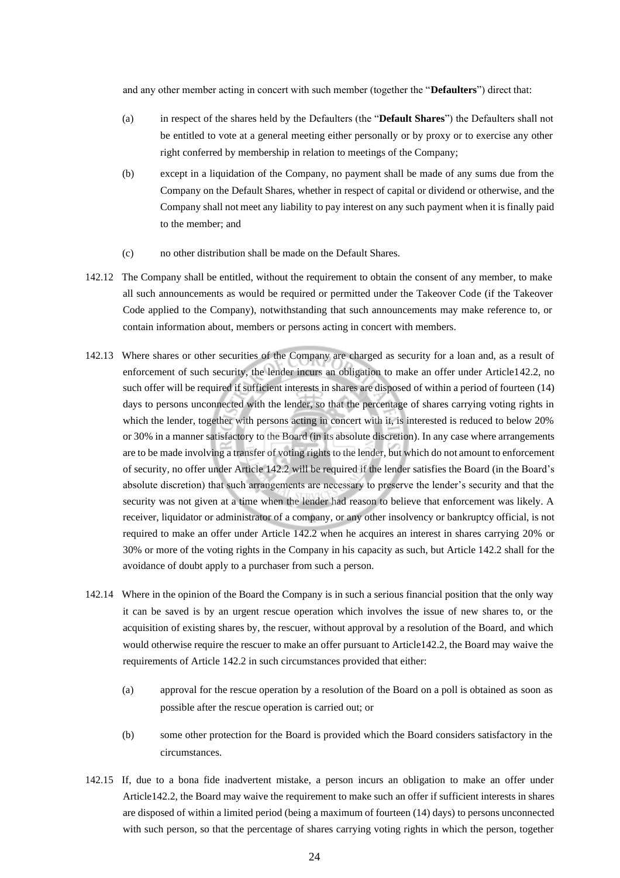and any other member acting in concert with such member (together the "**Defaulters**") direct that:

(a) in respect of the shares held by the Defaulters (the "**Default Shares**") the Defaulters shall not be entitled to vote at a general meeting either personally or by proxy or to exercise any other right conferred by membership in relation to meetings of the Company;

(b) except in a liquidation of the Company, no payment shall be made of any sums due from the Company on the Default Shares, whether in respect of capital or dividend or otherwise, and the Company shall not meet any liability to pay interest on any such payment when it is finally paid to the member; and

(c) no other distribution shall be made on the Default Shares.

142.12 The Company shall be entitled, without the requirement to obtain the consent of any member, to make all such announcements as would be required or permitted under the Takeover Code (if the Takeover Code applied to the Company), notwithstanding that such announcements may make reference to, or contain information about, members or persons acting in concert with members.

142.13 Where shares or other securities of the Company are charged as security for a loan and, as a result of enforcement of such security, the lender incurs an obligation to make an offer under Article142.2, no such offer will be required if sufficient interests in shares are disposed of within a period of fourteen (14) days to persons unconnected with the lender, so that the percentage of shares carrying voting rights in which the lender, together with persons acting in concert with it, is interested is reduced to below 20% or 30% in a manner satisfactory to the Board (in its absolute discretion). In any case where arrangements are to be made involving a transfer of voting rights to the lender, but which do not amount to enforcement of security, no offer under Article 142.2 will be required if the lender satisfies the Board (in the Board's absolute discretion) that such arrangements are necessary to preserve the lender's security and that the security was not given at a time when the lender had reason to believe that enforcement was likely. A receiver, liquidator or administrator of a company, or any other insolvency or bankruptcy official, is not required to make an offer under Article 142.2 when he acquires an interest in shares carrying 20% or 30% or more of the voting rights in the Company in his capacity as such, but Article 142.2 shall for the avoidance of doubt apply to a purchaser from such a person.

142.14 Where in the opinion of the Board the Company is in such a serious financial position that the only way it can be saved is by an urgent rescue operation which involves the issue of new shares to, or the acquisition of existing shares by, the rescuer, without approval by a resolution of the Board, and which would otherwise require the rescuer to make an offer pursuant to Article142.2, the Board may waive the requirements of Article 142.2 in such circumstances provided that either:

(a) approval for the rescue operation by a resolution of the Board on a poll is obtained as soon as possible after the rescue operation is carried out; or

(b) some other protection for the Board is provided which the Board considers satisfactory in the circumstances.

142.15 If, due to a bona fide inadvertent mistake, a person incurs an obligation to make an offer under Article142.2, the Board may waive the requirement to make such an offer if sufficient interests in shares are disposed of within a limited period (being a maximum of fourteen (14) days) to persons unconnected with such person, so that the percentage of shares carrying voting rights in which the person, together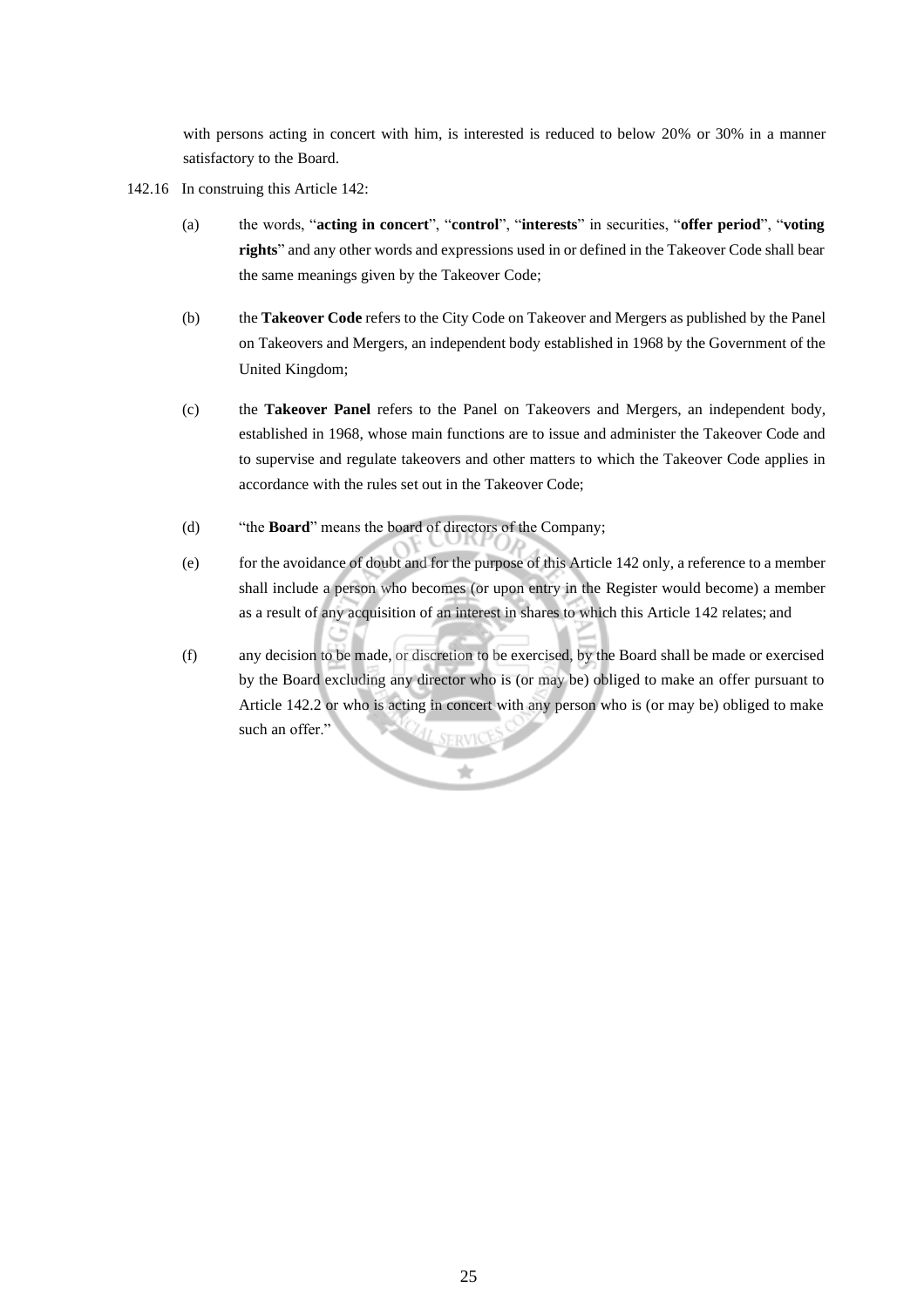with persons acting in concert with him, is interested is reduced to below 20% or 30% in a manner satisfactory to the Board.

142.16 In construing this Article 142:

(a) the words, "**acting in concert**", "**control**", "**interests**" in securities, "**offer period**", "**voting rights**" and any other words and expressions used in or defined in the Takeover Code shall bear the same meanings given by the Takeover Code;

(b) the **Takeover Code** refers to the City Code on Takeover and Mergers as published by the Panel on Takeovers and Mergers, an independent body established in 1968 by the Government of the United Kingdom;

(c) the **Takeover Panel** refers to the Panel on Takeovers and Mergers, an independent body, established in 1968, whose main functions are to issue and administer the Takeover Code and to supervise and regulate takeovers and other matters to which the Takeover Code applies in accordance with the rules set out in the Takeover Code;

(d) "the **Board**" means the board of directors of the Company;

(e) for the avoidance of doubt and for the purpose of this Article 142 only, a reference to a member shall include a person who becomes (or upon entry in the Register would become) a member as a result of any acquisition of an interest in shares to which this Article 142 relates; and

(f) any decision to be made, or discretion to be exercised, by the Board shall be made or exercised by the Board excluding any director who is (or may be) obliged to make an offer pursuant to Article 142.2 or who is acting in concert with any person who is (or may be) obliged to make such an offer."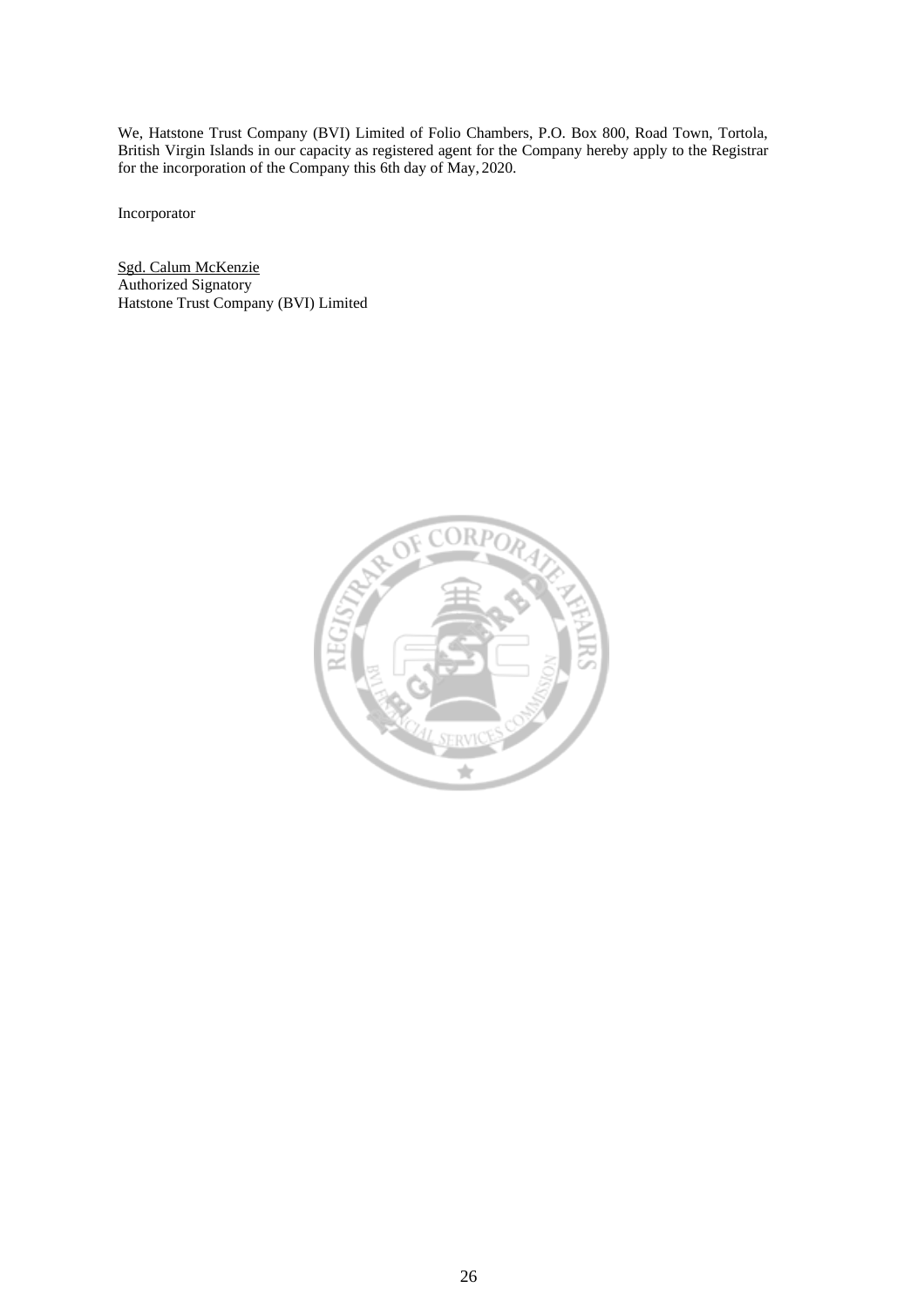We, Hatstone Trust Company (BVI) Limited of Folio Chambers, P.O. Box 800, Road Town, Tortola, British Virgin Islands in our capacity as registered agent for the Company hereby apply to the Registrar for the incorporation of the Company this 6th day of May, 2020.

Incorporator

Sgd. Calum McKenzie
Authorized Signatory
Hatstone Trust Company (BVI) Limited